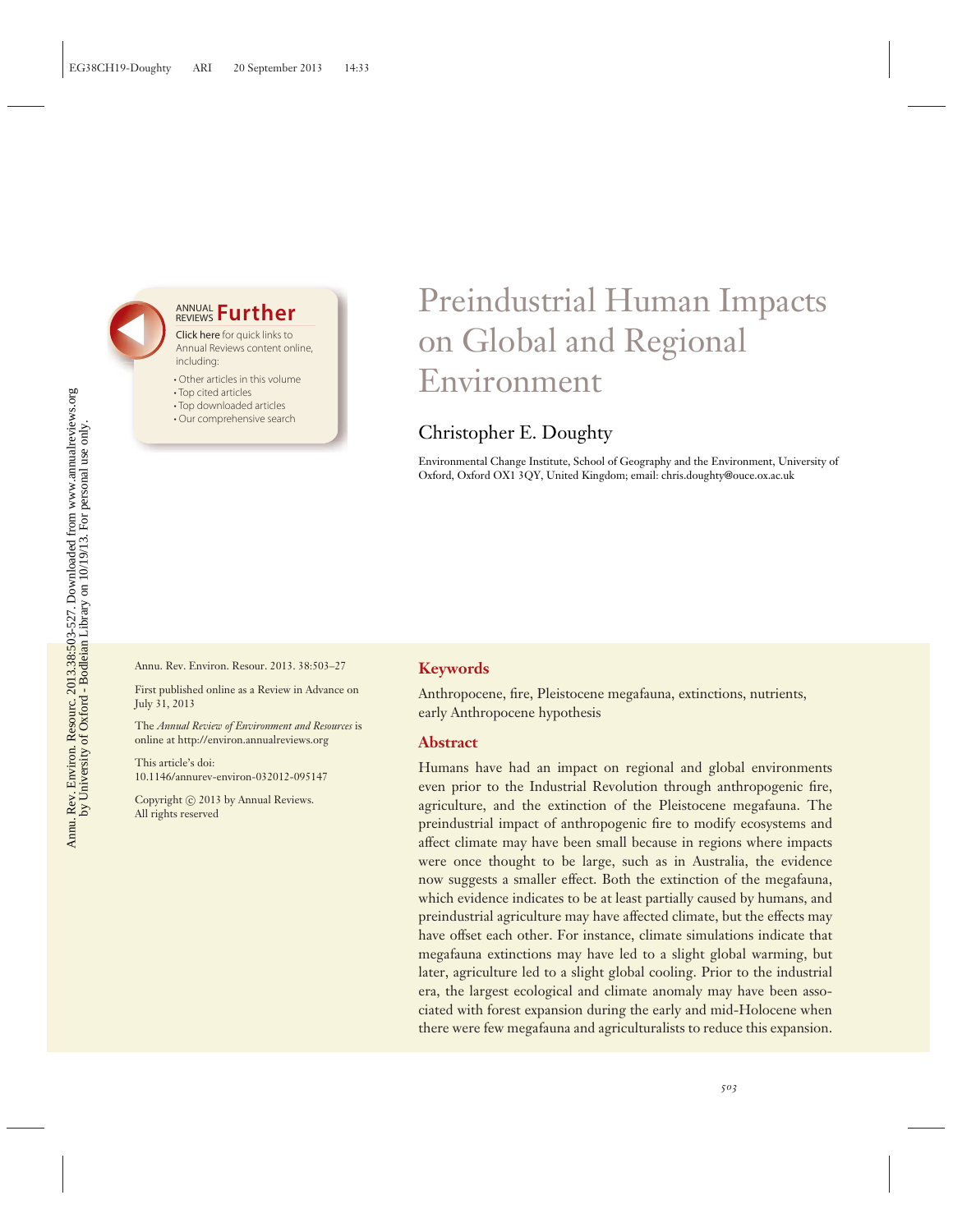# Preindustrial Human Impacts on Global and Regional Environment

## Christopher E. Doughty

Environmental Change Institute, School of Geography and the Environment, University of Oxford, Oxford OX1 3QY, United Kingdom; email: chris.doughty@ouce.ox.ac.uk

Annu. Rev. Environ. Resour. 2013. 38:503–27

First published online as a Review in Advance on July 31, 2013

The *Annual Review of Environment and Resources* is online at http://environ.annualreviews.org

This article's doi:
10.1146/annurev-environ-032012-095147

Copyright © 2013 by Annual Reviews.
All rights reserved

### Keywords

Anthropocene, fire, Pleistocene megafauna, extinctions, nutrients, early Anthropocene hypothesis

### Abstract

Humans have had an impact on regional and global environments even prior to the Industrial Revolution through anthropogenic fire, agriculture, and the extinction of the Pleistocene megafauna. The preindustrial impact of anthropogenic fire to modify ecosystems and affect climate may have been small because in regions where impacts were once thought to be large, such as in Australia, the evidence now suggests a smaller effect. Both the extinction of the megafauna, which evidence indicates to be at least partially caused by humans, and preindustrial agriculture may have affected climate, but the effects may have offset each other. For instance, climate simulations indicate that megafauna extinctions may have led to a slight global warming, but later, agriculture led to a slight global cooling. Prior to the industrial era, the largest ecological and climate anomaly may have been associated with forest expansion during the early and mid-Holocene when there were few megafauna and agriculturalists to reduce this expansion.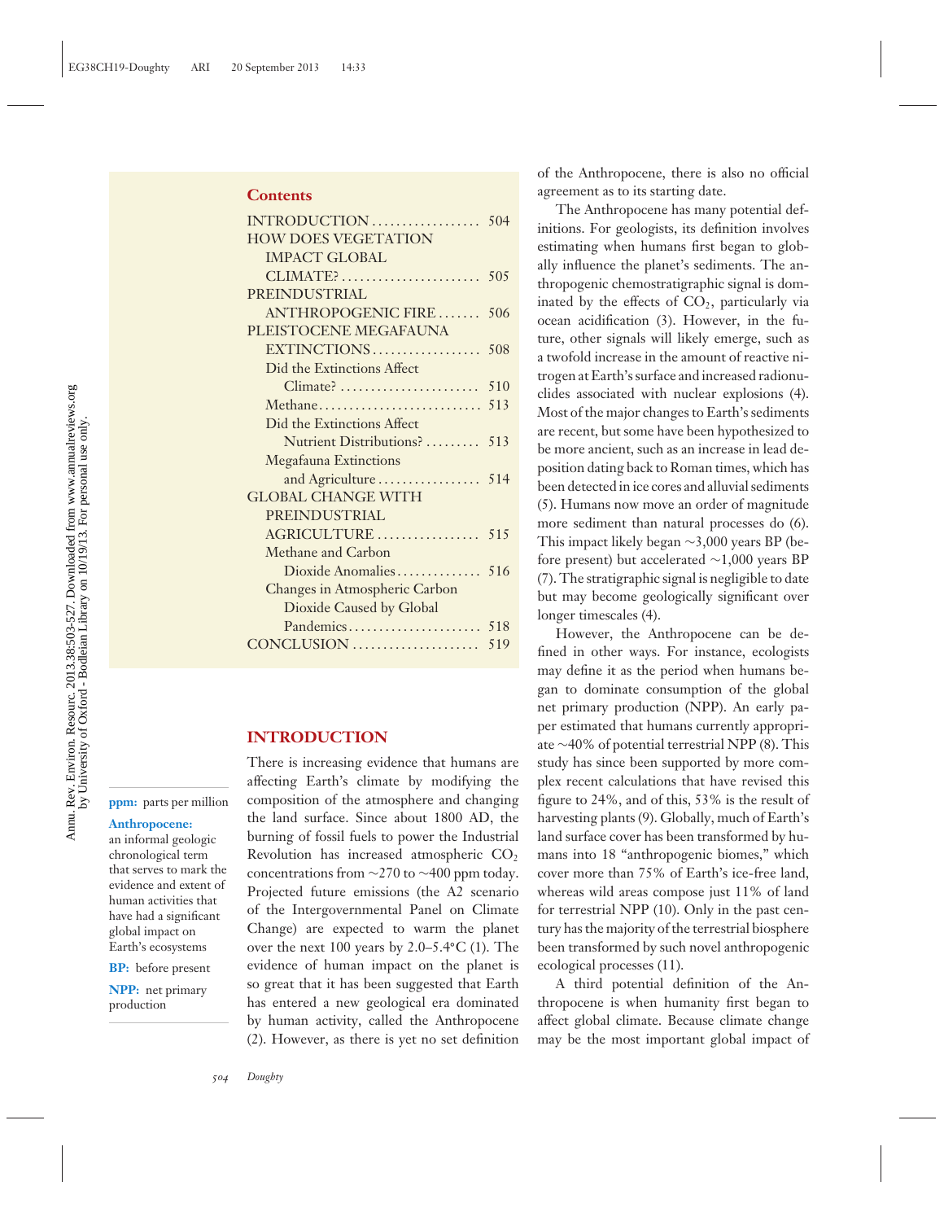## Contents

INTRODUCTION .................. 504
HOW DOES VEGETATION IMPACT GLOBAL CLIMATE? .................. 505
PREINDUSTRIAL ANTHROPOGENIC FIRE .................. 506
PLEISTOCENE MEGAFAUNA EXTINCTIONS .................. 508
- Did the Extinctions Affect Climate? .................. 510
- Methane .................. 513
- Did the Extinctions Affect Nutrient Distributions? .................. 513
- Megafauna Extinctions and Agriculture .................. 514

GLOBAL CHANGE WITH PREINDUSTRIAL AGRICULTURE .................. 515
- Methane and Carbon Dioxide Anomalies .................. 516
- Changes in Atmospheric Carbon Dioxide Caused by Global Pandemics .................. 518

CONCLUSION .................. 519

## INTRODUCTION

There is increasing evidence that humans are affecting Earth's climate by modifying the composition of the atmosphere and changing the land surface. Since about 1800 AD, the burning of fossil fuels to power the Industrial Revolution has increased atmospheric $CO_2$ concentrations from ~270 to ~400 ppm today. Projected future emissions (the A2 scenario of the Intergovernmental Panel on Climate Change) are expected to warm the planet over the next 100 years by 2.0–5.4°C (1). The evidence of human impact on the planet is so great that it has been suggested that Earth has entered a new geological era dominated by human activity, called the Anthropocene (2). However, as there is yet no set definition of the Anthropocene, there is also no official agreement as to its starting date.

**ppm:** parts per million

**Anthropocene:** an informal geologic chronological term that serves to mark the evidence and extent of human activities that have had a significant global impact on Earth's ecosystems

**BP:** before present

**NPP:** net primary production

The Anthropocene has many potential definitions. For geologists, its definition involves estimating when humans first began to globally influence the planet's sediments. The anthropogenic chemostratigraphic signal is dominated by the effects of $CO_2$, particularly via ocean acidification (3). However, in the future, other signals will likely emerge, such as a twofold increase in the amount of reactive nitrogen at Earth's surface and increased radionuclides associated with nuclear explosions (4). Most of the major changes to Earth's sediments are recent, but some have been hypothesized to be more ancient, such as an increase in lead deposition dating back to Roman times, which has been detected in ice cores and alluvial sediments (5). Humans now move an order of magnitude more sediment than natural processes do (6). This impact likely began ~3,000 years BP (before present) but accelerated ~1,000 years BP (7). The stratigraphic signal is negligible to date but may become geologically significant over longer timescales (4).

However, the Anthropocene can be defined in other ways. For instance, ecologists may define it as the period when humans began to dominate consumption of the global net primary production (NPP). An early paper estimated that humans currently appropriate ~40% of potential terrestrial NPP (8). This study has since been supported by more complex recent calculations that have revised this figure to 24%, and of this, 53% is the result of harvesting plants (9). Globally, much of Earth's land surface cover has been transformed by humans into 18 "anthropogenic biomes," which cover more than 75% of Earth's ice-free land, whereas wild areas compose just 11% of land for terrestrial NPP (10). Only in the past century has the majority of the terrestrial biosphere been transformed by such novel anthropogenic ecological processes (11).

A third potential definition of the Anthropocene is when humanity first began to affect global climate. Because climate change may be the most important global impact of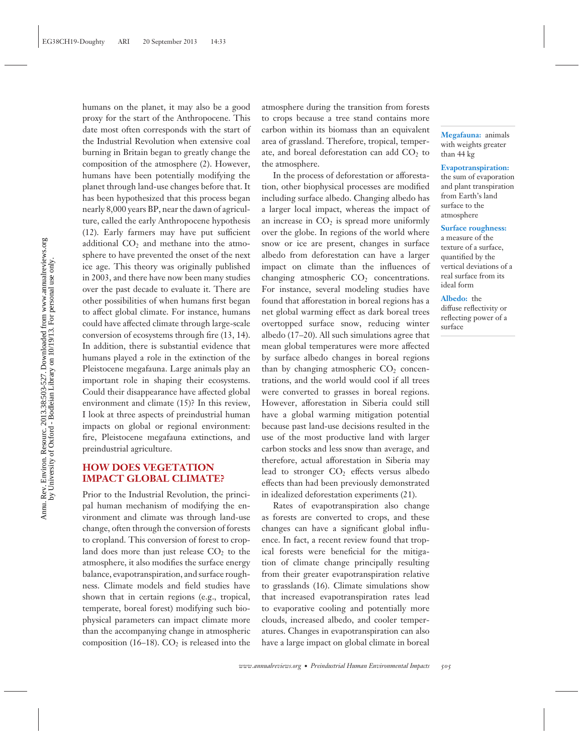humans on the planet, it may also be a good proxy for the start of the Anthropocene. This date most often corresponds with the start of the Industrial Revolution when extensive coal burning in Britain began to greatly change the composition of the atmosphere (2). However, humans have been potentially modifying the planet through land-use changes before that. It has been hypothesized that this process began nearly 8,000 years BP, near the dawn of agriculture, called the early Anthropocene hypothesis (12). Early farmers may have put sufficient additional $CO_2$ and methane into the atmosphere to have prevented the onset of the next ice age. This theory was originally published in 2003, and there have now been many studies over the past decade to evaluate it. There are other possibilities of when humans first began to affect global climate. For instance, humans could have affected climate through large-scale conversion of ecosystems through fire (13, 14). In addition, there is substantial evidence that humans played a role in the extinction of the Pleistocene megafauna. Large animals play an important role in shaping their ecosystems. Could their disappearance have affected global environment and climate (15)? In this review, I look at three aspects of preindustrial human impacts on global or regional environment: fire, Pleistocene megafauna extinctions, and preindustrial agriculture.

## HOW DOES VEGETATION IMPACT GLOBAL CLIMATE?

Prior to the Industrial Revolution, the principal human mechanism of modifying the environment and climate was through land-use change, often through the conversion of forests to cropland. This conversion of forest to cropland does more than just release $CO_2$ to the atmosphere, it also modifies the surface energy balance, evapotranspiration, and surface roughness. Climate models and field studies have shown that in certain regions (e.g., tropical, temperate, boreal forest) modifying such biophysical parameters can impact climate more than the accompanying change in atmospheric composition (16–18). $CO_2$ is released into the atmosphere during the transition from forests to crops because a tree stand contains more carbon within its biomass than an equivalent area of grassland. Therefore, tropical, temperate, and boreal deforestation can add $CO_2$ to the atmosphere.

In the process of deforestation or afforestation, other biophysical processes are modified including surface albedo. Changing albedo has a larger local impact, whereas the impact of an increase in $CO_2$ is spread more uniformly over the globe. In regions of the world where snow or ice are present, changes in surface albedo from deforestation can have a larger impact on climate than the influences of changing atmospheric $CO_2$ concentrations. For instance, several modeling studies have found that afforestation in boreal regions has a net global warming effect as dark boreal trees overtopped surface snow, reducing winter albedo (17–20). All such simulations agree that mean global temperatures were more affected by surface albedo changes in boreal regions than by changing atmospheric $CO_2$ concentrations, and the world would cool if all trees were converted to grasses in boreal regions. However, afforestation in Siberia could still have a global warming mitigation potential because past land-use decisions resulted in the use of the most productive land with larger carbon stocks and less snow than average, and therefore, actual afforestation in Siberia may lead to stronger $CO_2$ effects versus albedo effects than had been previously demonstrated in idealized deforestation experiments (21).

Rates of evapotranspiration also change as forests are converted to crops, and these changes can have a significant global influence. In fact, a recent review found that tropical forests were beneficial for the mitigation of climate change principally resulting from their greater evapotranspiration relative to grasslands (16). Climate simulations show that increased evapotranspiration rates lead to evaporative cooling and potentially more clouds, increased albedo, and cooler temperatures. Changes in evapotranspiration can also have a large impact on global climate in boreal

**Megafauna:** animals with weights greater than 44 kg

**Evapotranspiration:** the sum of evaporation and plant transpiration from Earth's land surface to the atmosphere

**Surface roughness:** a measure of the texture of a surface, quantified by the vertical deviations of a real surface from its ideal form

**Albedo:** the diffuse reflectivity or reflecting power of a surface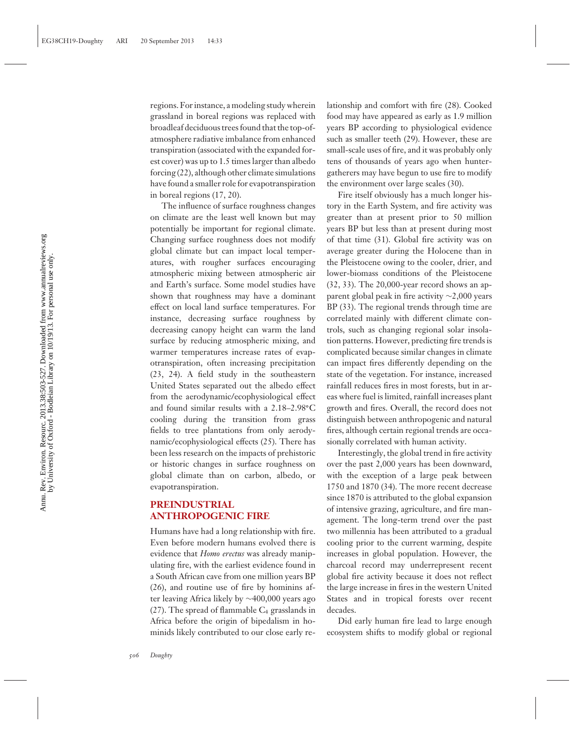regions. For instance, a modeling study wherein grassland in boreal regions was replaced with broadleaf deciduous trees found that the top-of-atmosphere radiative imbalance from enhanced transpiration (associated with the expanded forest cover) was up to 1.5 times larger than albedo forcing (22), although other climate simulations have found a smaller role for evapotranspiration in boreal regions (17, 20).

The influence of surface roughness changes on climate are the least well known but may potentially be important for regional climate. Changing surface roughness does not modify global climate but can impact local temperatures, with rougher surfaces encouraging atmospheric mixing between atmospheric air and Earth's surface. Some model studies have shown that roughness may have a dominant effect on local land surface temperatures. For instance, decreasing surface roughness by decreasing canopy height can warm the land surface by reducing atmospheric mixing, and warmer temperatures increase rates of evapotranspiration, often increasing precipitation (23, 24). A field study in the southeastern United States separated out the albedo effect from the aerodynamic/ecophysiological effect and found similar results with a 2.18–2.98°C cooling during the transition from grass fields to tree plantations from only aerodynamic/ecophysiological effects (25). There has been less research on the impacts of prehistoric or historic changes in surface roughness on global climate than on carbon, albedo, or evapotranspiration.

## PREINDUSTRIAL ANTHROPOGENIC FIRE

Humans have had a long relationship with fire. Even before modern humans evolved there is evidence that *Homo erectus* was already manipulating fire, with the earliest evidence found in a South African cave from one million years BP (26), and routine use of fire by hominins after leaving Africa likely by ~400,000 years ago (27). The spread of flammable $C_4$ grasslands in Africa before the origin of bipedalism in hominids likely contributed to our close early relationship and comfort with fire (28). Cooked food may have appeared as early as 1.9 million years BP according to physiological evidence such as smaller teeth (29). However, these are small-scale uses of fire, and it was probably only tens of thousands of years ago when hunter-gatherers may have begun to use fire to modify the environment over large scales (30).

Fire itself obviously has a much longer history in the Earth System, and fire activity was greater than at present prior to 50 million years BP but less than at present during most of that time (31). Global fire activity was on average greater during the Holocene than in the Pleistocene owing to the cooler, drier, and lower-biomass conditions of the Pleistocene (32, 33). The 20,000-year record shows an apparent global peak in fire activity ~2,000 years BP (33). The regional trends through time are correlated mainly with different climate controls, such as changing regional solar insolation patterns. However, predicting fire trends is complicated because similar changes in climate can impact fires differently depending on the state of the vegetation. For instance, increased rainfall reduces fires in most forests, but in areas where fuel is limited, rainfall increases plant growth and fires. Overall, the record does not distinguish between anthropogenic and natural fires, although certain regional trends are occasionally correlated with human activity.

Interestingly, the global trend in fire activity over the past 2,000 years has been downward, with the exception of a large peak between 1750 and 1870 (34). The more recent decrease since 1870 is attributed to the global expansion of intensive grazing, agriculture, and fire management. The long-term trend over the past two millennia has been attributed to a gradual cooling prior to the current warming, despite increases in global population. However, the charcoal record may underrepresent recent global fire activity because it does not reflect the large increase in fires in the western United States and in tropical forests over recent decades.

Did early human fire lead to large enough ecosystem shifts to modify global or regional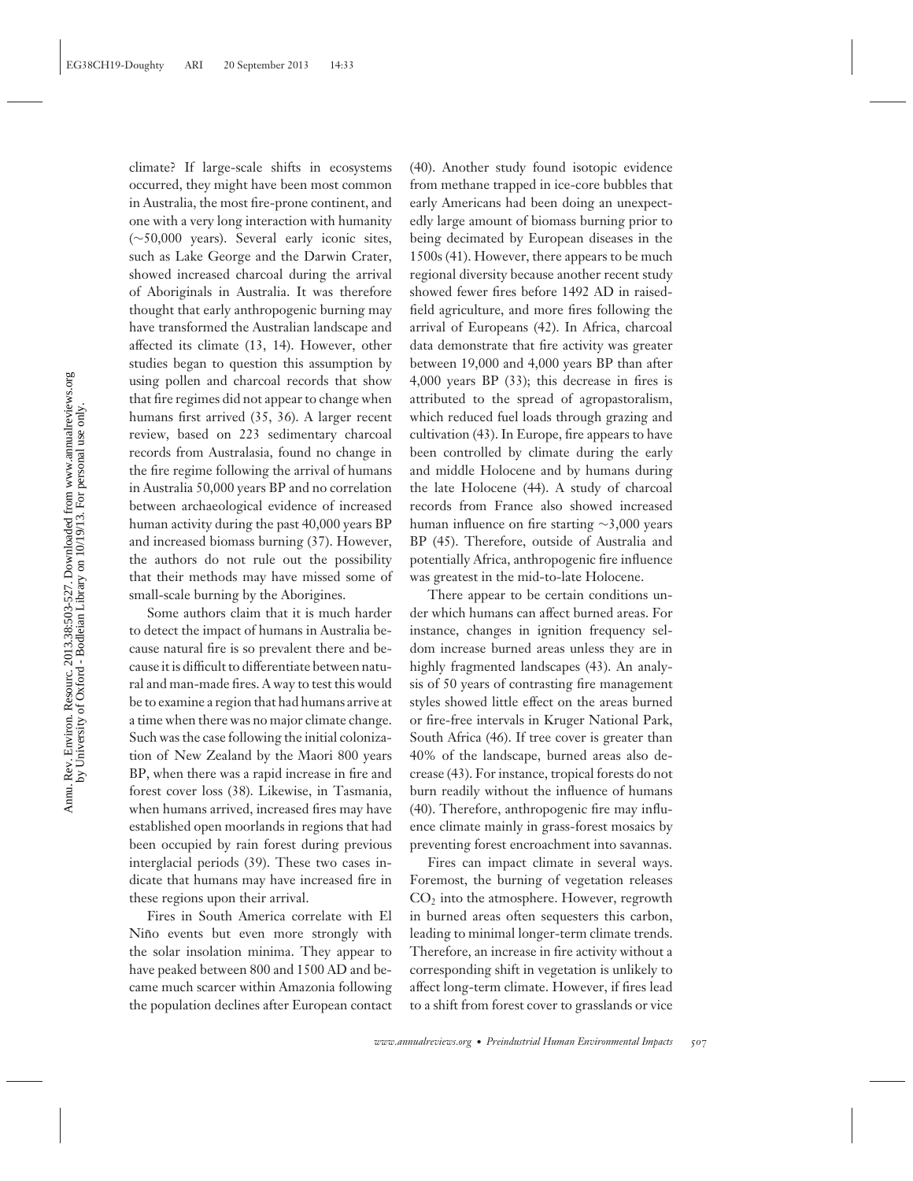climate? If large-scale shifts in ecosystems occurred, they might have been most common in Australia, the most fire-prone continent, and one with a very long interaction with humanity (~50,000 years). Several early iconic sites, such as Lake George and the Darwin Crater, showed increased charcoal during the arrival of Aboriginals in Australia. It was therefore thought that early anthropogenic burning may have transformed the Australian landscape and affected its climate (13, 14). However, other studies began to question this assumption by using pollen and charcoal records that show that fire regimes did not appear to change when humans first arrived (35, 36). A larger recent review, based on 223 sedimentary charcoal records from Australasia, found no change in the fire regime following the arrival of humans in Australia 50,000 years BP and no correlation between archaeological evidence of increased human activity during the past 40,000 years BP and increased biomass burning (37). However, the authors do not rule out the possibility that their methods may have missed some of small-scale burning by the Aborigines.

Some authors claim that it is much harder to detect the impact of humans in Australia because natural fire is so prevalent there and because it is difficult to differentiate between natural and man-made fires. A way to test this would be to examine a region that had humans arrive at a time when there was no major climate change. Such was the case following the initial colonization of New Zealand by the Maori 800 years BP, when there was a rapid increase in fire and forest cover loss (38). Likewise, in Tasmania, when humans arrived, increased fires may have established open moorlands in regions that had been occupied by rain forest during previous interglacial periods (39). These two cases indicate that humans may have increased fire in these regions upon their arrival.

Fires in South America correlate with El Niño events but even more strongly with the solar insolation minima. They appear to have peaked between 800 and 1500 AD and became much scarcer within Amazonia following the population declines after European contact (40). Another study found isotopic evidence from methane trapped in ice-core bubbles that early Americans had been doing an unexpectedly large amount of biomass burning prior to being decimated by European diseases in the 1500s (41). However, there appears to be much regional diversity because another recent study showed fewer fires before 1492 AD in raised-field agriculture, and more fires following the arrival of Europeans (42). In Africa, charcoal data demonstrate that fire activity was greater between 19,000 and 4,000 years BP than after 4,000 years BP (33); this decrease in fires is attributed to the spread of agropastoralism, which reduced fuel loads through grazing and cultivation (43). In Europe, fire appears to have been controlled by climate during the early and middle Holocene and by humans during the late Holocene (44). A study of charcoal records from France also showed increased human influence on fire starting ~3,000 years BP (45). Therefore, outside of Australia and potentially Africa, anthropogenic fire influence was greatest in the mid-to-late Holocene.

There appear to be certain conditions under which humans can affect burned areas. For instance, changes in ignition frequency seldom increase burned areas unless they are in highly fragmented landscapes (43). An analysis of 50 years of contrasting fire management styles showed little effect on the areas burned or fire-free intervals in Kruger National Park, South Africa (46). If tree cover is greater than 40% of the landscape, burned areas also decrease (43). For instance, tropical forests do not burn readily without the influence of humans (40). Therefore, anthropogenic fire may influence climate mainly in grass-forest mosaics by preventing forest encroachment into savannas.

Fires can impact climate in several ways. Foremost, the burning of vegetation releases $CO_2$ into the atmosphere. However, regrowth in burned areas often sequesters this carbon, leading to minimal longer-term climate trends. Therefore, an increase in fire activity without a corresponding shift in vegetation is unlikely to affect long-term climate. However, if fires lead to a shift from forest cover to grasslands or vice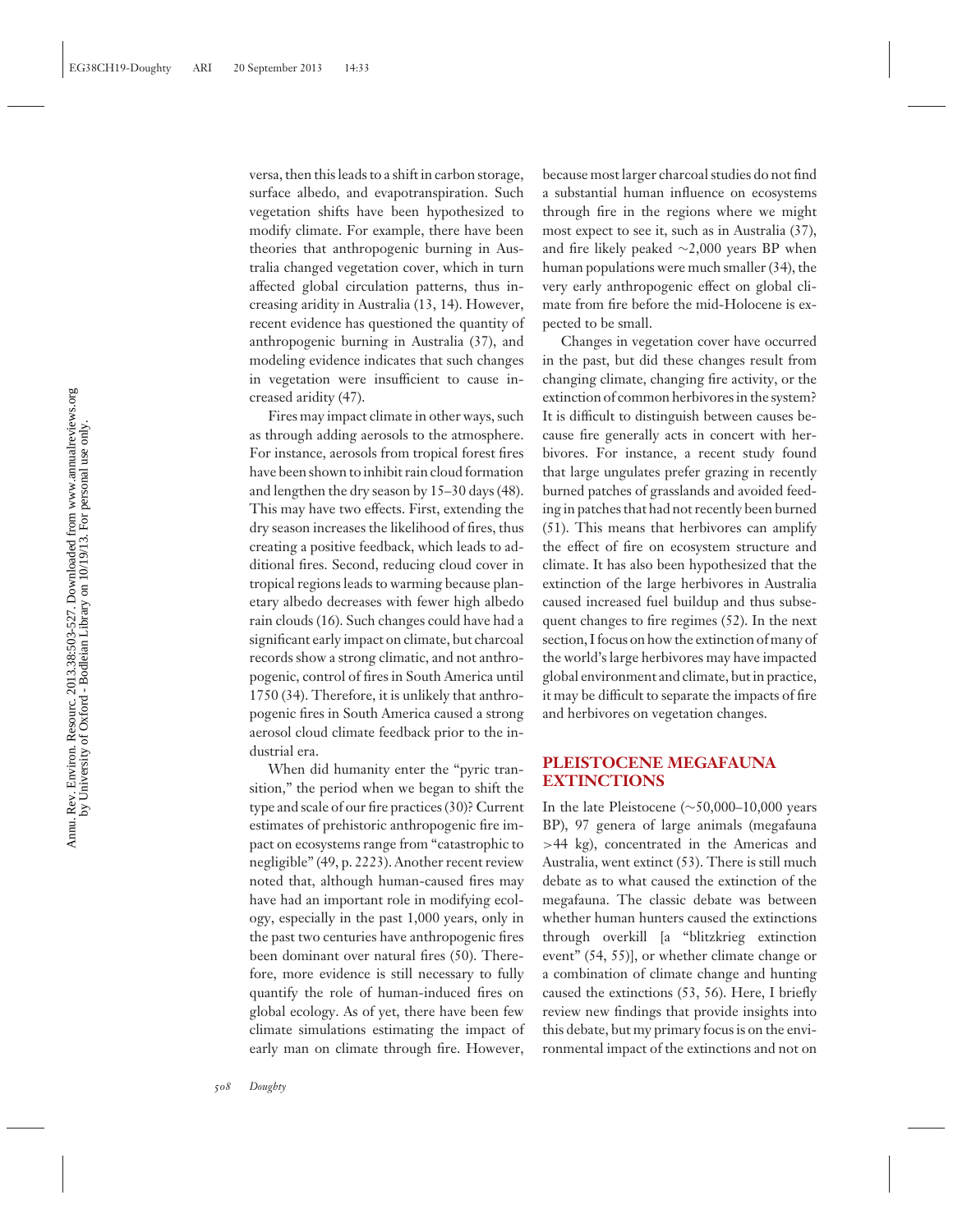versa, then this leads to a shift in carbon storage, surface albedo, and evapotranspiration. Such vegetation shifts have been hypothesized to modify climate. For example, there have been theories that anthropogenic burning in Australia changed vegetation cover, which in turn affected global circulation patterns, thus increasing aridity in Australia (13, 14). However, recent evidence has questioned the quantity of anthropogenic burning in Australia (37), and modeling evidence indicates that such changes in vegetation were insufficient to cause increased aridity (47).

Fires may impact climate in other ways, such as through adding aerosols to the atmosphere. For instance, aerosols from tropical forest fires have been shown to inhibit rain cloud formation and lengthen the dry season by 15–30 days (48). This may have two effects. First, extending the dry season increases the likelihood of fires, thus creating a positive feedback, which leads to additional fires. Second, reducing cloud cover in tropical regions leads to warming because planetary albedo decreases with fewer high albedo rain clouds (16). Such changes could have had a significant early impact on climate, but charcoal records show a strong climatic, and not anthropogenic, control of fires in South America until 1750 (34). Therefore, it is unlikely that anthropogenic fires in South America caused a strong aerosol cloud climate feedback prior to the industrial era.

When did humanity enter the "pyric transition," the period when we began to shift the type and scale of our fire practices (30)? Current estimates of prehistoric anthropogenic fire impact on ecosystems range from "catastrophic to negligible" (49, p. 2223). Another recent review noted that, although human-caused fires may have had an important role in modifying ecology, especially in the past 1,000 years, only in the past two centuries have anthropogenic fires been dominant over natural fires (50). Therefore, more evidence is still necessary to fully quantify the role of human-induced fires on global ecology. As of yet, there have been few climate simulations estimating the impact of early man on climate through fire. However, because most larger charcoal studies do not find a substantial human influence on ecosystems through fire in the regions where we might most expect to see it, such as in Australia (37), and fire likely peaked ~2,000 years BP when human populations were much smaller (34), the very early anthropogenic effect on global climate from fire before the mid-Holocene is expected to be small.

Changes in vegetation cover have occurred in the past, but did these changes result from changing climate, changing fire activity, or the extinction of common herbivores in the system? It is difficult to distinguish between causes because fire generally acts in concert with herbivores. For instance, a recent study found that large ungulates prefer grazing in recently burned patches of grasslands and avoided feeding in patches that had not recently been burned (51). This means that herbivores can amplify the effect of fire on ecosystem structure and climate. It has also been hypothesized that the extinction of the large herbivores in Australia caused increased fuel buildup and thus subsequent changes to fire regimes (52). In the next section, I focus on how the extinction of many of the world's large herbivores may have impacted global environment and climate, but in practice, it may be difficult to separate the impacts of fire and herbivores on vegetation changes.

## PLEISTOCENE MEGAFAUNA EXTINCTIONS

In the late Pleistocene (~50,000–10,000 years BP), 97 genera of large animals (megafauna >44 kg), concentrated in the Americas and Australia, went extinct (53). There is still much debate as to what caused the extinction of the megafauna. The classic debate was between whether human hunters caused the extinctions through overkill [a "blitzkrieg extinction event" (54, 55)], or whether climate change or a combination of climate change and hunting caused the extinctions (53, 56). Here, I briefly review new findings that provide insights into this debate, but my primary focus is on the environmental impact of the extinctions and not on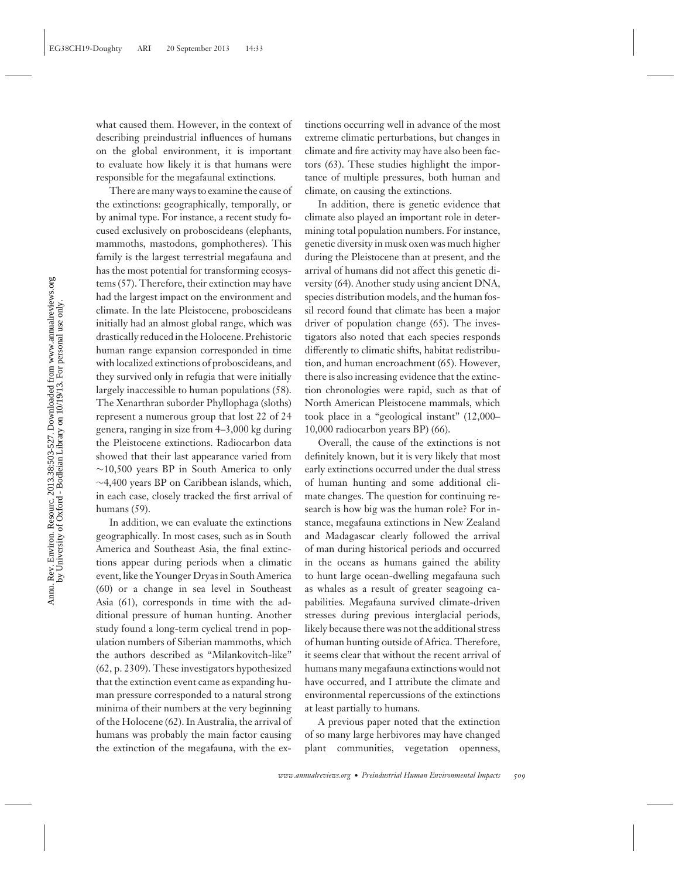what caused them. However, in the context of describing preindustrial influences of humans on the global environment, it is important to evaluate how likely it is that humans were responsible for the megafaunal extinctions.

There are many ways to examine the cause of the extinctions: geographically, temporally, or by animal type. For instance, a recent study focused exclusively on proboscideans (elephants, mammoths, mastodons, gomphotheres). This family is the largest terrestrial megafauna and has the most potential for transforming ecosystems (57). Therefore, their extinction may have had the largest impact on the environment and climate. In the late Pleistocene, proboscideans initially had an almost global range, which was drastically reduced in the Holocene. Prehistoric human range expansion corresponded in time with localized extinctions of proboscideans, and they survived only in refugia that were initially largely inaccessible to human populations (58). The Xenarthran suborder Phyllophaga (sloths) represent a numerous group that lost 22 of 24 genera, ranging in size from 4–3,000 kg during the Pleistocene extinctions. Radiocarbon data showed that their last appearance varied from ~10,500 years BP in South America to only ~4,400 years BP on Caribbean islands, which, in each case, closely tracked the first arrival of humans (59).

In addition, we can evaluate the extinctions geographically. In most cases, such as in South America and Southeast Asia, the final extinctions appear during periods when a climatic event, like the Younger Dryas in South America (60) or a change in sea level in Southeast Asia (61), corresponds in time with the additional pressure of human hunting. Another study found a long-term cyclical trend in population numbers of Siberian mammoths, which the authors described as "Milankovitch-like" (62, p. 2309). These investigators hypothesized that the extinction event came as expanding human pressure corresponded to a natural strong minima of their numbers at the very beginning of the Holocene (62). In Australia, the arrival of humans was probably the main factor causing the extinction of the megafauna, with the extinctions occurring well in advance of the most extreme climatic perturbations, but changes in climate and fire activity may have also been factors (63). These studies highlight the importance of multiple pressures, both human and climate, on causing the extinctions.

In addition, there is genetic evidence that climate also played an important role in determining total population numbers. For instance, genetic diversity in musk oxen was much higher during the Pleistocene than at present, and the arrival of humans did not affect this genetic diversity (64). Another study using ancient DNA, species distribution models, and the human fossil record found that climate has been a major driver of population change (65). The investigators also noted that each species responds differently to climatic shifts, habitat redistribution, and human encroachment (65). However, there is also increasing evidence that the extinction chronologies were rapid, such as that of North American Pleistocene mammals, which took place in a "geological instant" (12,000–10,000 radiocarbon years BP) (66).

Overall, the cause of the extinctions is not definitely known, but it is very likely that most early extinctions occurred under the dual stress of human hunting and some additional climate changes. The question for continuing research is how big was the human role? For instance, megafauna extinctions in New Zealand and Madagascar clearly followed the arrival of man during historical periods and occurred in the oceans as humans gained the ability to hunt large ocean-dwelling megafauna such as whales as a result of greater seagoing capabilities. Megafauna survived climate-driven stresses during previous interglacial periods, likely because there was not the additional stress of human hunting outside of Africa. Therefore, it seems clear that without the recent arrival of humans many megafauna extinctions would not have occurred, and I attribute the climate and environmental repercussions of the extinctions at least partially to humans.

A previous paper noted that the extinction of so many large herbivores may have changed plant communities, vegetation openness,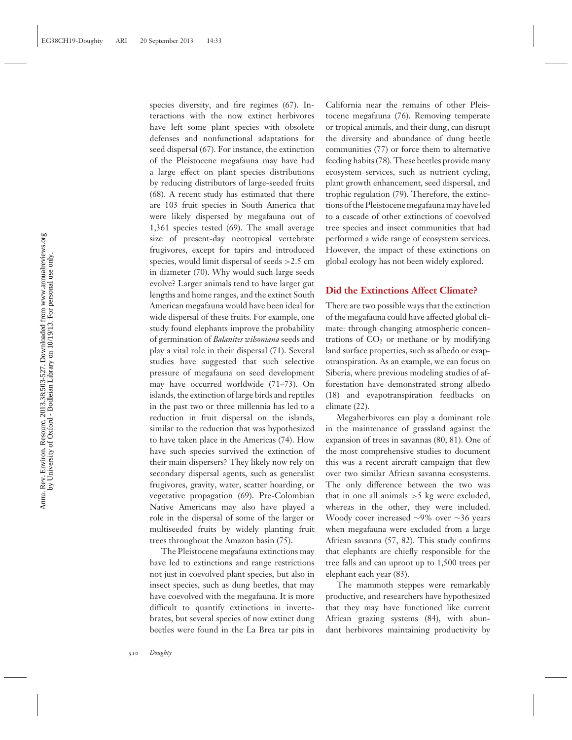species diversity, and fire regimes (67). Interactions with the now extinct herbivores have left some plant species with obsolete defenses and nonfunctional adaptations for seed dispersal (67). For instance, the extinction of the Pleistocene megafauna may have had a large effect on plant species distributions by reducing distributors of large-seeded fruits (68). A recent study has estimated that there are 103 fruit species in South America that were likely dispersed by megafauna out of 1,361 species tested (69). The small average size of present-day neotropical vertebrate frugivores, except for tapirs and introduced species, would limit dispersal of seeds >2.5 cm in diameter (70). Why would such large seeds evolve? Larger animals tend to have larger gut lengths and home ranges, and the extinct South American megafauna would have been ideal for wide dispersal of these fruits. For example, one study found elephants improve the probability of germination of *Balanites wilsoniana* seeds and play a vital role in their dispersal (71). Several studies have suggested that such selective pressure of megafauna on seed development may have occurred worldwide (71–73). On islands, the extinction of large birds and reptiles in the past two or three millennia has led to a reduction in fruit dispersal on the islands, similar to the reduction that was hypothesized to have taken place in the Americas (74). How have such species survived the extinction of their main dispersers? They likely now rely on secondary dispersal agents, such as generalist frugivores, gravity, water, scatter hoarding, or vegetative propagation (69). Pre-Colombian Native Americans may also have played a role in the dispersal of some of the larger or multiseeded fruits by widely planting fruit trees throughout the Amazon basin (75).

The Pleistocene megafauna extinctions may have led to extinctions and range restrictions not just in coevolved plant species, but also in insect species, such as dung beetles, that may have coevolved with the megafauna. It is more difficult to quantify extinctions in invertebrates, but several species of now extinct dung beetles were found in the La Brea tar pits in California near the remains of other Pleistocene megafauna (76). Removing temperate or tropical animals, and their dung, can disrupt the diversity and abundance of dung beetle communities (77) or force them to alternative feeding habits (78). These beetles provide many ecosystem services, such as nutrient cycling, plant growth enhancement, seed dispersal, and trophic regulation (79). Therefore, the extinctions of the Pleistocene megafauna may have led to a cascade of other extinctions of coevolved tree species and insect communities that had performed a wide range of ecosystem services. However, the impact of these extinctions on global ecology has not been widely explored.

## Did the Extinctions Affect Climate?

There are two possible ways that the extinction of the megafauna could have affected global climate: through changing atmospheric concentrations of $CO_2$ or methane or by modifying land surface properties, such as albedo or evapotranspiration. As an example, we can focus on Siberia, where previous modeling studies of afforestation have demonstrated strong albedo (18) and evapotranspiration feedbacks on climate (22).

Megaherbivores can play a dominant role in the maintenance of grassland against the expansion of trees in savannas (80, 81). One of the most comprehensive studies to document this was a recent aircraft campaign that flew over two similar African savanna ecosystems. The only difference between the two was that in one all animals >5 kg were excluded, whereas in the other, they were included. Woody cover increased ~9% over ~36 years when megafauna were excluded from a large African savanna (57, 82). This study confirms that elephants are chiefly responsible for the tree falls and can uproot up to 1,500 trees per elephant each year (83).

The mammoth steppes were remarkably productive, and researchers have hypothesized that they may have functioned like current African grazing systems (84), with abundant herbivores maintaining productivity by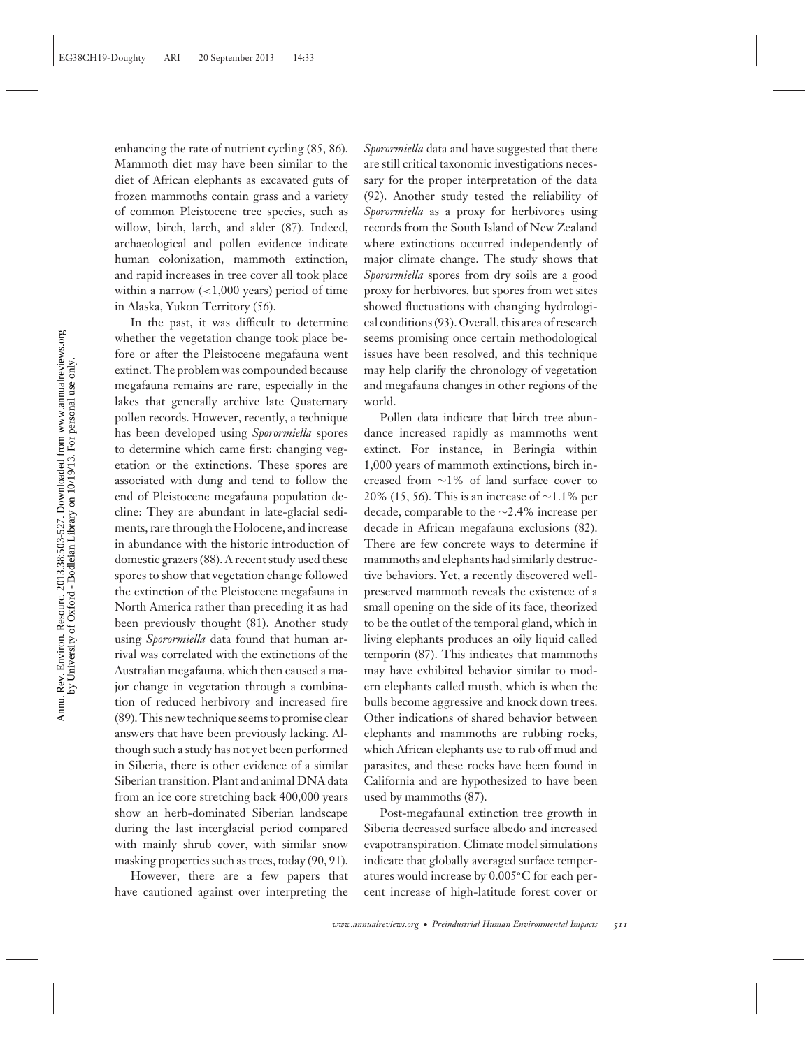enhancing the rate of nutrient cycling (85, 86). Mammoth diet may have been similar to the diet of African elephants as excavated guts of frozen mammoths contain grass and a variety of common Pleistocene tree species, such as willow, birch, larch, and alder (87). Indeed, archaeological and pollen evidence indicate human colonization, mammoth extinction, and rapid increases in tree cover all took place within a narrow (<1,000 years) period of time in Alaska, Yukon Territory (56).

In the past, it was difficult to determine whether the vegetation change took place before or after the Pleistocene megafauna went extinct. The problem was compounded because megafauna remains are rare, especially in the lakes that generally archive late Quaternary pollen records. However, recently, a technique has been developed using *Sporormiella* spores to determine which came first: changing vegetation or the extinctions. These spores are associated with dung and tend to follow the end of Pleistocene megafauna population decline: They are abundant in late-glacial sediments, rare through the Holocene, and increase in abundance with the historic introduction of domestic grazers (88). A recent study used these spores to show that vegetation change followed the extinction of the Pleistocene megafauna in North America rather than preceding it as had been previously thought (81). Another study using *Sporormiella* data found that human arrival was correlated with the extinctions of the Australian megafauna, which then caused a major change in vegetation through a combination of reduced herbivory and increased fire (89). This new technique seems to promise clear answers that have been previously lacking. Although such a study has not yet been performed in Siberia, there is other evidence of a similar Siberian transition. Plant and animal DNA data from an ice core stretching back 400,000 years show an herb-dominated Siberian landscape during the last interglacial period compared with mainly shrub cover, with similar snow masking properties such as trees, today (90, 91).

However, there are a few papers that have cautioned against over interpreting the *Sporormiella* data and have suggested that there are still critical taxonomic investigations necessary for the proper interpretation of the data (92). Another study tested the reliability of *Sporormiella* as a proxy for herbivores using records from the South Island of New Zealand where extinctions occurred independently of major climate change. The study shows that *Sporormiella* spores from dry soils are a good proxy for herbivores, but spores from wet sites showed fluctuations with changing hydrological conditions (93). Overall, this area of research seems promising once certain methodological issues have been resolved, and this technique may help clarify the chronology of vegetation and megafauna changes in other regions of the world.

Pollen data indicate that birch tree abundance increased rapidly as mammoths went extinct. For instance, in Beringia within 1,000 years of mammoth extinctions, birch increased from ~1% of land surface cover to 20% (15, 56). This is an increase of ~1.1% per decade, comparable to the ~2.4% increase per decade in African megafauna exclusions (82). There are few concrete ways to determine if mammoths and elephants had similarly destructive behaviors. Yet, a recently discovered well-preserved mammoth reveals the existence of a small opening on the side of its face, theorized to be the outlet of the temporal gland, which in living elephants produces an oily liquid called temporin (87). This indicates that mammoths may have exhibited behavior similar to modern elephants called musth, which is when the bulls become aggressive and knock down trees. Other indications of shared behavior between elephants and mammoths are rubbing rocks, which African elephants use to rub off mud and parasites, and these rocks have been found in California and are hypothesized to have been used by mammoths (87).

Post-megafaunal extinction tree growth in Siberia decreased surface albedo and increased evapotranspiration. Climate model simulations indicate that globally averaged surface temperatures would increase by 0.005°C for each percent increase of high-latitude forest cover or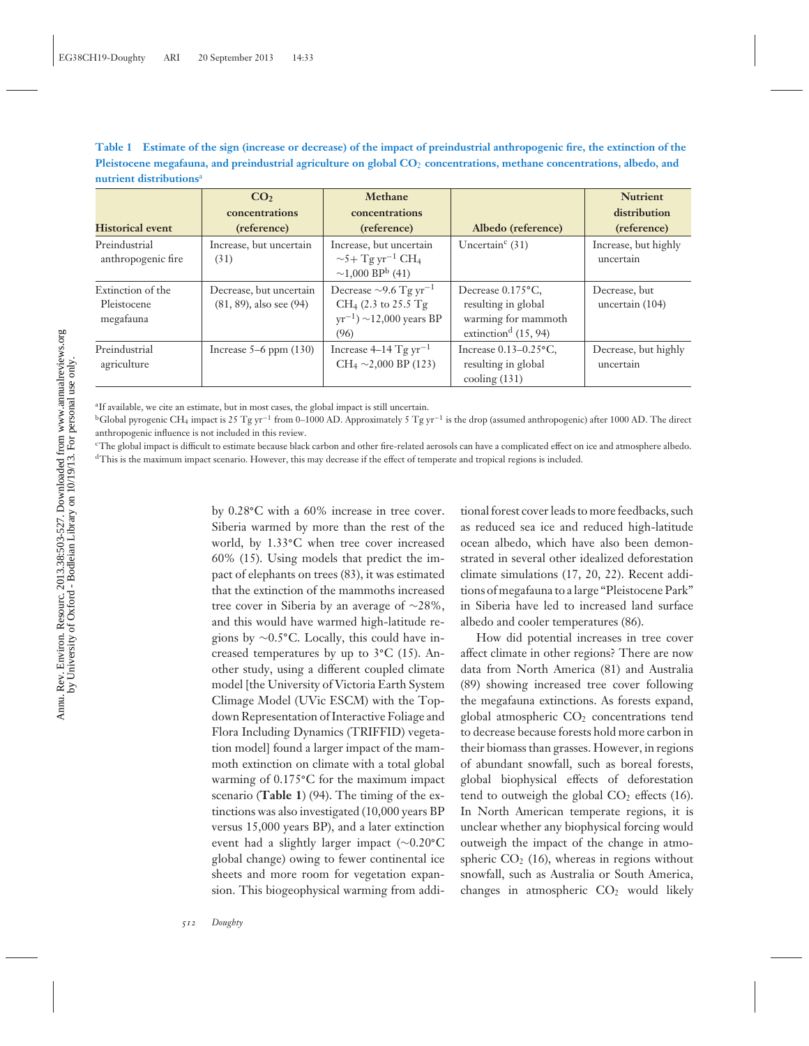**Table 1 Estimate of the sign (increase or decrease) of the impact of preindustrial anthropogenic fire, the extinction of the Pleistocene megafauna, and preindustrial agriculture on global $CO_2$ concentrations, methane concentrations, albedo, and nutrient distributions**[a]

| Historical event | $CO_2$ concentrations (reference) | Methane concentrations (reference) | Albedo (reference) | Nutrient distribution (reference) |
|---|---|---|---|---|
| Preindustrial anthropogenic fire | Increase, but uncertain (31) | Increase, but uncertain $\sim$5+ Tg yr$^{-1}$ $CH_4$ $\sim$1,000 BP[b] (41) | Uncertain[c] (31) | Increase, but highly uncertain |
| Extinction of the Pleistocene megafauna | Decrease, but uncertain (81, 89), also see (94) | Decrease $\sim$9.6 Tg yr$^{-1}$ $CH_4$ (2.3 to 25.5 Tg yr$^{-1}$) $\sim$12,000 years BP (96) | Decrease 0.175°C, resulting in global warming for mammoth extinction[d] (15, 94) | Decrease, but uncertain (104) |
| Preindustrial agriculture | Increase 5–6 ppm (130) | Increase 4–14 Tg yr$^{-1}$ $CH_4$ $\sim$2,000 BP (123) | Increase 0.13–0.25°C, resulting in global cooling (131) | Decrease, but highly uncertain |

[a]If available, we cite an estimate, but in most cases, the global impact is still uncertain.
[b]Global pyrogenic $CH_4$ impact is 25 Tg yr$^{-1}$ from 0–1000 AD. Approximately 5 Tg yr$^{-1}$ is the drop (assumed anthropogenic) after 1000 AD. The direct anthropogenic influence is not included in this review.
[c]The global impact is difficult to estimate because black carbon and other fire-related aerosols can have a complicated effect on ice and atmosphere albedo.
[d]This is the maximum impact scenario. However, this may decrease if the effect of temperate and tropical regions is included.

by 0.28°C with a 60% increase in tree cover. Siberia warmed by more than the rest of the world, by 1.33°C when tree cover increased 60% (15). Using models that predict the impact of elephants on trees (83), it was estimated that the extinction of the mammoths increased tree cover in Siberia by an average of $\sim$28%, and this would have warmed high-latitude regions by $\sim$0.5°C. Locally, this could have increased temperatures by up to 3°C (15). Another study, using a different coupled climate model [the University of Victoria Earth System Climage Model (UVic ESCM) with the Top-down Representation of Interactive Foliage and Flora Including Dynamics (TRIFFID) vegetation model] found a larger impact of the mammoth extinction on climate with a total global warming of 0.175°C for the maximum impact scenario (**Table 1**) (94). The timing of the extinctions was also investigated (10,000 years BP versus 15,000 years BP), and a later extinction event had a slightly larger impact ($\sim$0.20°C global change) owing to fewer continental ice sheets and more room for vegetation expansion. This biogeophysical warming from additional forest cover leads to more feedbacks, such as reduced sea ice and reduced high-latitude ocean albedo, which have also been demonstrated in several other idealized deforestation climate simulations (17, 20, 22). Recent additions of megafauna to a large "Pleistocene Park" in Siberia have led to increased land surface albedo and cooler temperatures (86).

How did potential increases in tree cover affect climate in other regions? There are now data from North America (81) and Australia (89) showing increased tree cover following the megafauna extinctions. As forests expand, global atmospheric $CO_2$ concentrations tend to decrease because forests hold more carbon in their biomass than grasses. However, in regions of abundant snowfall, such as boreal forests, global biophysical effects of deforestation tend to outweigh the global $CO_2$ effects (16). In North American temperate regions, it is unclear whether any biophysical forcing would outweigh the impact of the change in atmospheric $CO_2$ (16), whereas in regions without snowfall, such as Australia or South America, changes in atmospheric $CO_2$ would likely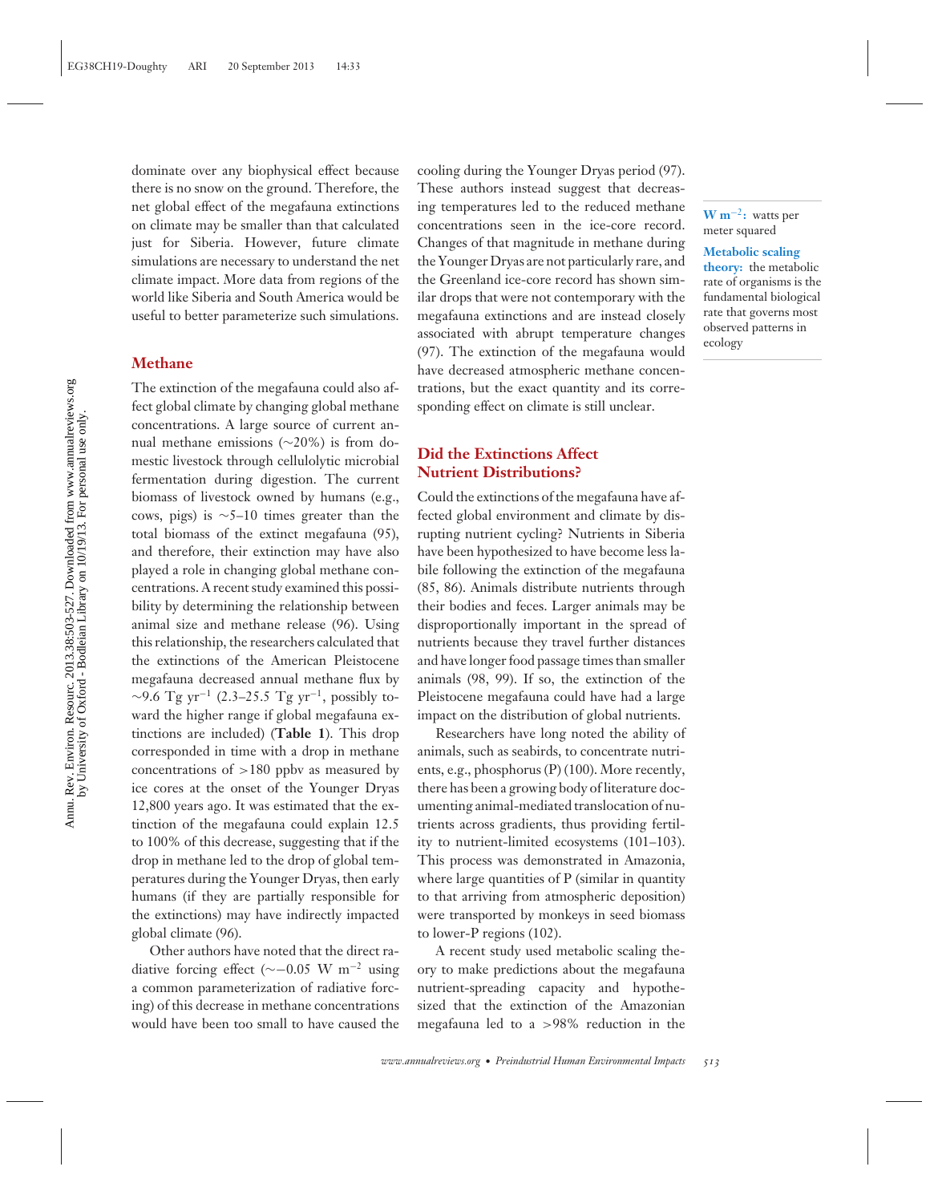dominate over any biophysical effect because there is no snow on the ground. Therefore, the net global effect of the megafauna extinctions on climate may be smaller than that calculated just for Siberia. However, future climate simulations are necessary to understand the net climate impact. More data from regions of the world like Siberia and South America would be useful to better parameterize such simulations.

### Methane

The extinction of the megafauna could also affect global climate by changing global methane concentrations. A large source of current annual methane emissions (~20%) is from domestic livestock through cellulolytic microbial fermentation during digestion. The current biomass of livestock owned by humans (e.g., cows, pigs) is ~5–10 times greater than the total biomass of the extinct megafauna (95), and therefore, their extinction may have also played a role in changing global methane concentrations. A recent study examined this possibility by determining the relationship between animal size and methane release (96). Using this relationship, the researchers calculated that the extinctions of the American Pleistocene megafauna decreased annual methane flux by ~9.6 Tg $yr^{-1}$ (2.3–25.5 Tg $yr^{-1}$, possibly toward the higher range if global megafauna extinctions are included) (**Table 1**). This drop corresponded in time with a drop in methane concentrations of >180 ppbv as measured by ice cores at the onset of the Younger Dryas 12,800 years ago. It was estimated that the extinction of the megafauna could explain 12.5 to 100% of this decrease, suggesting that if the drop in methane led to the drop of global temperatures during the Younger Dryas, then early humans (if they are partially responsible for the extinctions) may have indirectly impacted global climate (96).

Other authors have noted that the direct radiative forcing effect (~−0.05 W $m^{-2}$ using a common parameterization of radiative forcing) of this decrease in methane concentrations would have been too small to have caused the cooling during the Younger Dryas period (97). These authors instead suggest that decreasing temperatures led to the reduced methane concentrations seen in the ice-core record. Changes of that magnitude in methane during the Younger Dryas are not particularly rare, and the Greenland ice-core record has shown similar drops that were not contemporary with the megafauna extinctions and are instead closely associated with abrupt temperature changes (97). The extinction of the megafauna would have decreased atmospheric methane concentrations, but the exact quantity and its corresponding effect on climate is still unclear.

**W $m^{-2}$:** watts per meter squared

**Metabolic scaling theory:** the metabolic rate of organisms is the fundamental biological rate that governs most observed patterns in ecology

## Did the Extinctions Affect Nutrient Distributions?

Could the extinctions of the megafauna have affected global environment and climate by disrupting nutrient cycling? Nutrients in Siberia have been hypothesized to have become less labile following the extinction of the megafauna (85, 86). Animals distribute nutrients through their bodies and feces. Larger animals may be disproportionally important in the spread of nutrients because they travel further distances and have longer food passage times than smaller animals (98, 99). If so, the extinction of the Pleistocene megafauna could have had a large impact on the distribution of global nutrients.

Researchers have long noted the ability of animals, such as seabirds, to concentrate nutrients, e.g., phosphorus (P) (100). More recently, there has been a growing body of literature documenting animal-mediated translocation of nutrients across gradients, thus providing fertility to nutrient-limited ecosystems (101–103). This process was demonstrated in Amazonia, where large quantities of P (similar in quantity to that arriving from atmospheric deposition) were transported by monkeys in seed biomass to lower-P regions (102).

A recent study used metabolic scaling theory to make predictions about the megafauna nutrient-spreading capacity and hypothesized that the extinction of the Amazonian megafauna led to a >98% reduction in the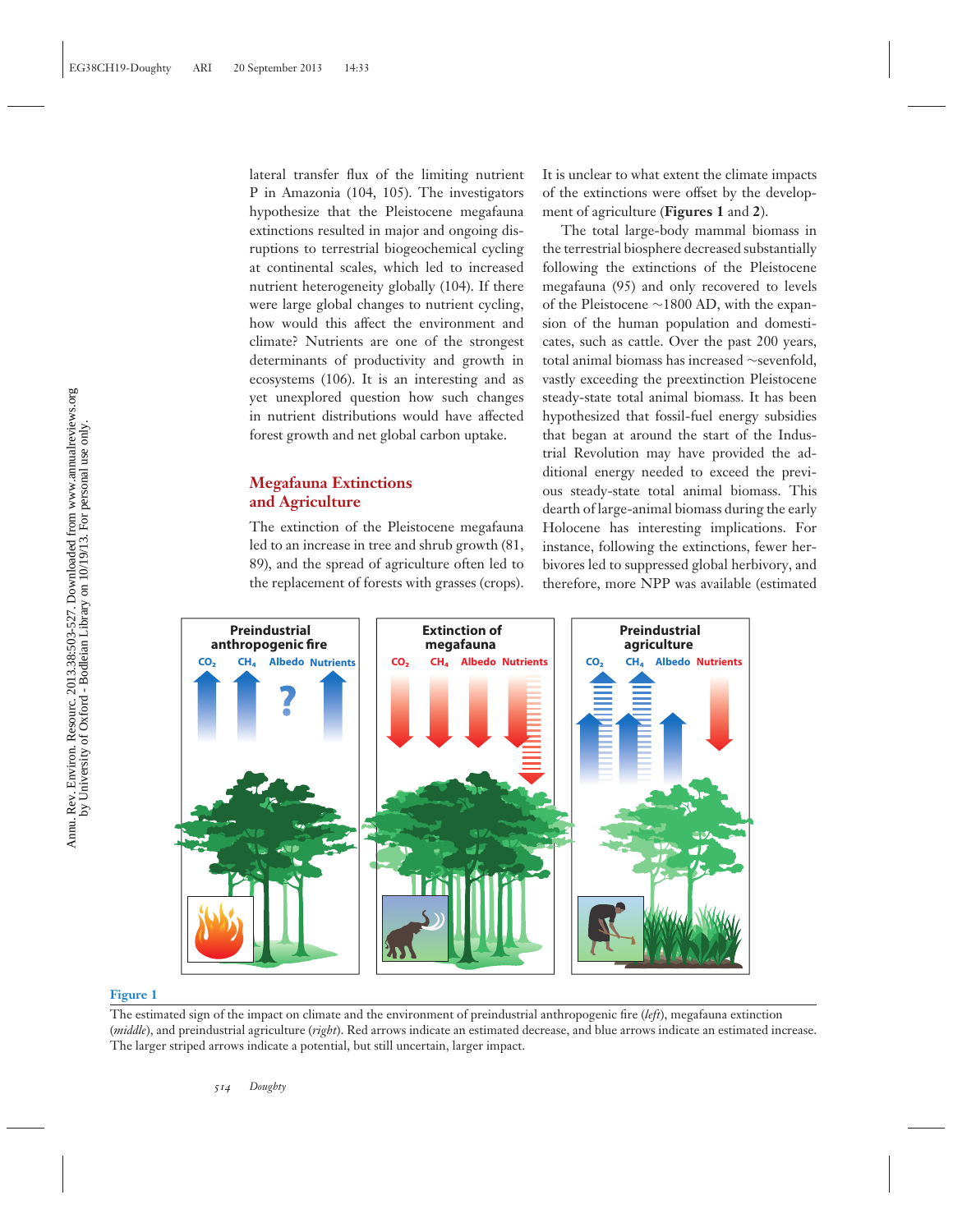lateral transfer flux of the limiting nutrient P in Amazonia (104, 105). The investigators hypothesize that the Pleistocene megafauna extinctions resulted in major and ongoing disruptions to terrestrial biogeochemical cycling at continental scales, which led to increased nutrient heterogeneity globally (104). If there were large global changes to nutrient cycling, how would this affect the environment and climate? Nutrients are one of the strongest determinants of productivity and growth in ecosystems (106). It is an interesting and as yet unexplored question how such changes in nutrient distributions would have affected forest growth and net global carbon uptake.

## Megafauna Extinctions and Agriculture

The extinction of the Pleistocene megafauna led to an increase in tree and shrub growth (81, 89), and the spread of agriculture often led to the replacement of forests with grasses (crops). It is unclear to what extent the climate impacts of the extinctions were offset by the development of agriculture (**Figures 1** and **2**).

The total large-body mammal biomass in the terrestrial biosphere decreased substantially following the extinctions of the Pleistocene megafauna (95) and only recovered to levels of the Pleistocene ~1800 AD, with the expansion of the human population and domesticates, such as cattle. Over the past 200 years, total animal biomass has increased ~sevenfold, vastly exceeding the preextinction Pleistocene steady-state total animal biomass. It has been hypothesized that fossil-fuel energy subsidies that began at around the start of the Industrial Revolution may have provided the additional energy needed to exceed the previous steady-state total animal biomass. This dearth of large-animal biomass during the early Holocene has interesting implications. For instance, following the extinctions, fewer herbivores led to suppressed global herbivory, and therefore, more NPP was available (estimated

**Figure 1**

The estimated sign of the impact on climate and the environment of preindustrial anthropogenic fire (*left*), megafauna extinction (*middle*), and preindustrial agriculture (*right*). Red arrows indicate an estimated decrease, and blue arrows indicate an estimated increase. The larger striped arrows indicate a potential, but still uncertain, larger impact.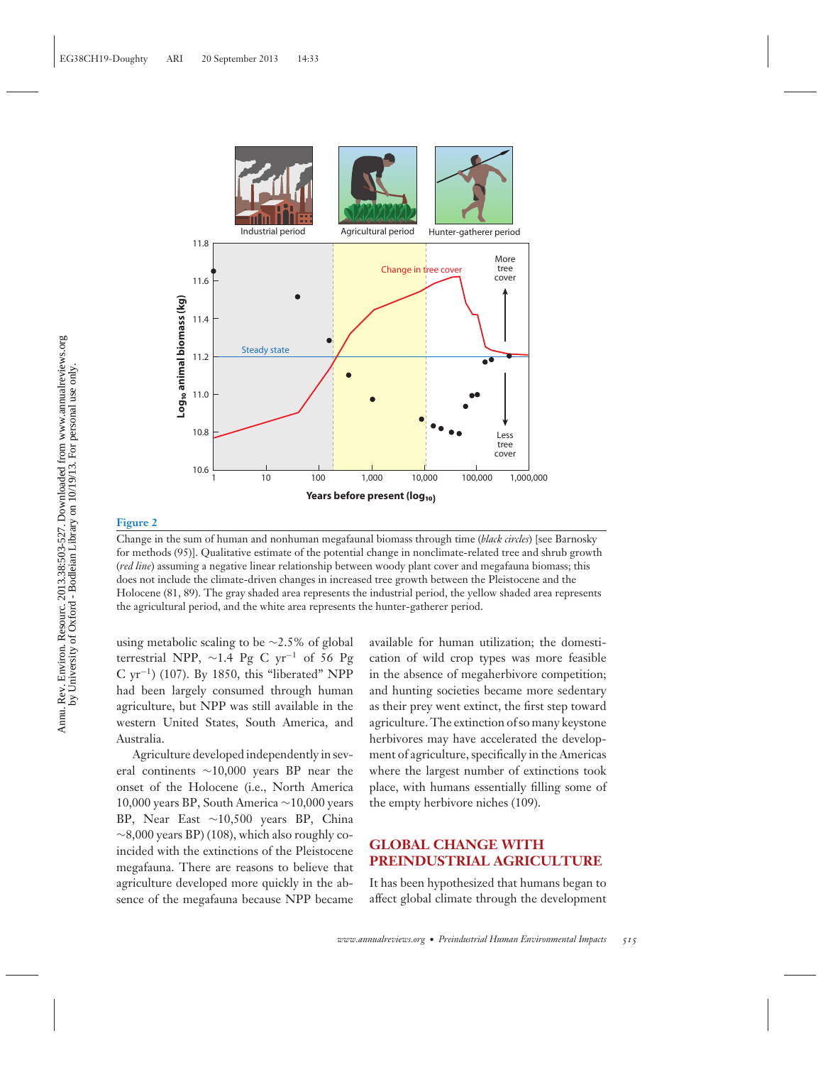**Figure 2**

Change in the sum of human and nonhuman megafaunal biomass through time (*black circles*) [see Barnosky for methods (95)]. Qualitative estimate of the potential change in nonclimate-related tree and shrub growth (*red line*) assuming a negative linear relationship between woody plant cover and megafauna biomass; this does not include the climate-driven changes in increased tree growth between the Pleistocene and the Holocene (81, 89). The gray shaded area represents the industrial period, the yellow shaded area represents the agricultural period, and the white area represents the hunter-gatherer period.

using metabolic scaling to be ~2.5% of global terrestrial NPP, ~1.4 Pg C $yr^{-1}$ of 56 Pg C $yr^{-1}$) (107). By 1850, this "liberated" NPP had been largely consumed through human agriculture, but NPP was still available in the western United States, South America, and Australia.

Agriculture developed independently in several continents ~10,000 years BP near the onset of the Holocene (i.e., North America 10,000 years BP, South America ~10,000 years BP, Near East ~10,500 years BP, China ~8,000 years BP) (108), which also roughly coincided with the extinctions of the Pleistocene megafauna. There are reasons to believe that agriculture developed more quickly in the absence of the megafauna because NPP became available for human utilization; the domestication of wild crop types was more feasible in the absence of megaherbivore competition; and hunting societies became more sedentary as their prey went extinct, the first step toward agriculture. The extinction of so many keystone herbivores may have accelerated the development of agriculture, specifically in the Americas where the largest number of extinctions took place, with humans essentially filling some of the empty herbivore niches (109).

## GLOBAL CHANGE WITH PREINDUSTRIAL AGRICULTURE

It has been hypothesized that humans began to affect global climate through the development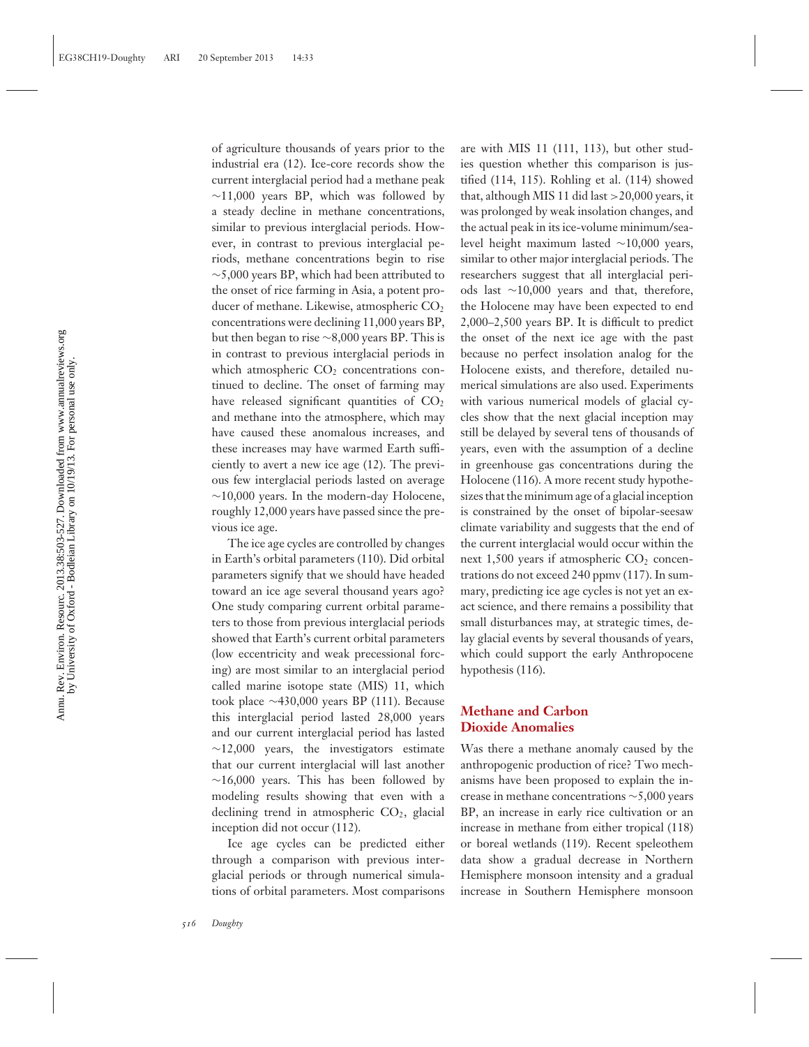of agriculture thousands of years prior to the industrial era (12). Ice-core records show the current interglacial period had a methane peak ~11,000 years BP, which was followed by a steady decline in methane concentrations, similar to previous interglacial periods. However, in contrast to previous interglacial periods, methane concentrations begin to rise ~5,000 years BP, which had been attributed to the onset of rice farming in Asia, a potent producer of methane. Likewise, atmospheric $CO_2$ concentrations were declining 11,000 years BP, but then began to rise ~8,000 years BP. This is in contrast to previous interglacial periods in which atmospheric $CO_2$ concentrations continued to decline. The onset of farming may have released significant quantities of $CO_2$ and methane into the atmosphere, which may have caused these anomalous increases, and these increases may have warmed Earth sufficiently to avert a new ice age (12). The previous few interglacial periods lasted on average ~10,000 years. In the modern-day Holocene, roughly 12,000 years have passed since the previous ice age.

The ice age cycles are controlled by changes in Earth's orbital parameters (110). Did orbital parameters signify that we should have headed toward an ice age several thousand years ago? One study comparing current orbital parameters to those from previous interglacial periods showed that Earth's current orbital parameters (low eccentricity and weak precessional forcing) are most similar to an interglacial period called marine isotope state (MIS) 11, which took place ~430,000 years BP (111). Because this interglacial period lasted 28,000 years and our current interglacial period has lasted ~12,000 years, the investigators estimate that our current interglacial will last another ~16,000 years. This has been followed by modeling results showing that even with a declining trend in atmospheric $CO_2$, glacial inception did not occur (112).

Ice age cycles can be predicted either through a comparison with previous interglacial periods or through numerical simulations of orbital parameters. Most comparisons are with MIS 11 (111, 113), but other studies question whether this comparison is justified (114, 115). Rohling et al. (114) showed that, although MIS 11 did last >20,000 years, it was prolonged by weak insolation changes, and the actual peak in its ice-volume minimum/sea-level height maximum lasted ~10,000 years, similar to other major interglacial periods. The researchers suggest that all interglacial periods last ~10,000 years and that, therefore, the Holocene may have been expected to end 2,000–2,500 years BP. It is difficult to predict the onset of the next ice age with the past because no perfect insolation analog for the Holocene exists, and therefore, detailed numerical simulations are also used. Experiments with various numerical models of glacial cycles show that the next glacial inception may still be delayed by several tens of thousands of years, even with the assumption of a decline in greenhouse gas concentrations during the Holocene (116). A more recent study hypothesizes that the minimum age of a glacial inception is constrained by the onset of bipolar-seesaw climate variability and suggests that the end of the current interglacial would occur within the next 1,500 years if atmospheric $CO_2$ concentrations do not exceed 240 ppmv (117). In summary, predicting ice age cycles is not yet an exact science, and there remains a possibility that small disturbances may, at strategic times, delay glacial events by several thousands of years, which could support the early Anthropocene hypothesis (116).

## Methane and Carbon Dioxide Anomalies

Was there a methane anomaly caused by the anthropogenic production of rice? Two mechanisms have been proposed to explain the increase in methane concentrations ~5,000 years BP, an increase in early rice cultivation or an increase in methane from either tropical (118) or boreal wetlands (119). Recent speleothem data show a gradual decrease in Northern Hemisphere monsoon intensity and a gradual increase in Southern Hemisphere monsoon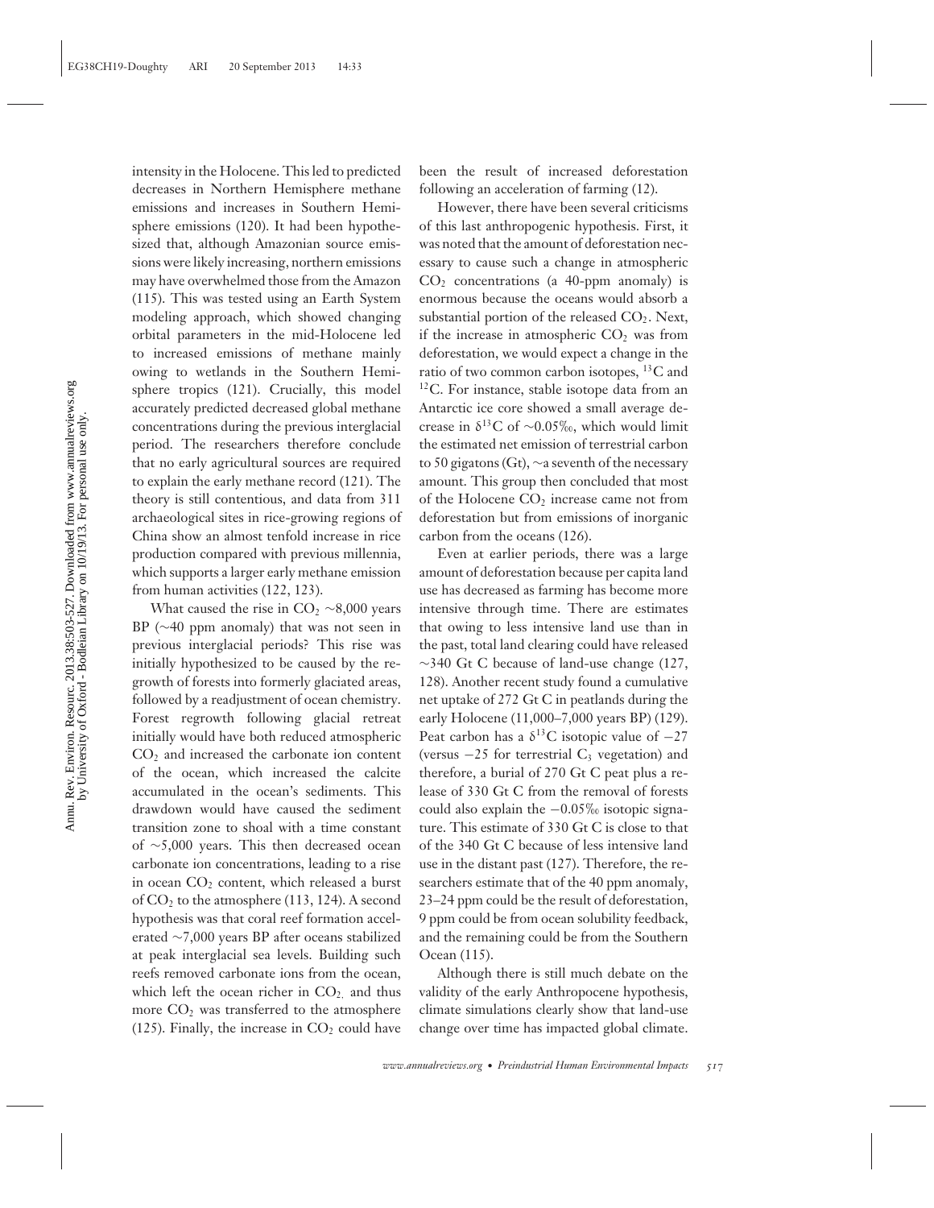intensity in the Holocene. This led to predicted decreases in Northern Hemisphere methane emissions and increases in Southern Hemisphere emissions (120). It had been hypothesized that, although Amazonian source emissions were likely increasing, northern emissions may have overwhelmed those from the Amazon (115). This was tested using an Earth System modeling approach, which showed changing orbital parameters in the mid-Holocene led to increased emissions of methane mainly owing to wetlands in the Southern Hemisphere tropics (121). Crucially, this model accurately predicted decreased global methane concentrations during the previous interglacial period. The researchers therefore conclude that no early agricultural sources are required to explain the early methane record (121). The theory is still contentious, and data from 311 archaeological sites in rice-growing regions of China show an almost tenfold increase in rice production compared with previous millennia, which supports a larger early methane emission from human activities (122, 123).

What caused the rise in $CO_2$ ~8,000 years BP (~40 ppm anomaly) that was not seen in previous interglacial periods? This rise was initially hypothesized to be caused by the regrowth of forests into formerly glaciated areas, followed by a readjustment of ocean chemistry. Forest regrowth following glacial retreat initially would have both reduced atmospheric $CO_2$ and increased the carbonate ion content of the ocean, which increased the calcite accumulated in the ocean's sediments. This drawdown would have caused the sediment transition zone to shoal with a time constant of ~5,000 years. This then decreased ocean carbonate ion concentrations, leading to a rise in ocean $CO_2$ content, which released a burst of $CO_2$ to the atmosphere (113, 124). A second hypothesis was that coral reef formation accelerated ~7,000 years BP after oceans stabilized at peak interglacial sea levels. Building such reefs removed carbonate ions from the ocean, which left the ocean richer in $CO_2$, and thus more $CO_2$ was transferred to the atmosphere (125). Finally, the increase in $CO_2$ could have been the result of increased deforestation following an acceleration of farming (12).

However, there have been several criticisms of this last anthropogenic hypothesis. First, it was noted that the amount of deforestation necessary to cause such a change in atmospheric $CO_2$ concentrations (a 40-ppm anomaly) is enormous because the oceans would absorb a substantial portion of the released $CO_2$. Next, if the increase in atmospheric $CO_2$ was from deforestation, we would expect a change in the ratio of two common carbon isotopes, $^{13}C$ and $^{12}C$. For instance, stable isotope data from an Antarctic ice core showed a small average decrease in $\delta^{13}C$ of ~0.05‰, which would limit the estimated net emission of terrestrial carbon to 50 gigatons (Gt), ~a seventh of the necessary amount. This group then concluded that most of the Holocene $CO_2$ increase came not from deforestation but from emissions of inorganic carbon from the oceans (126).

Even at earlier periods, there was a large amount of deforestation because per capita land use has decreased as farming has become more intensive through time. There are estimates that owing to less intensive land use than in the past, total land clearing could have released ~340 Gt C because of land-use change (127, 128). Another recent study found a cumulative net uptake of 272 Gt C in peatlands during the early Holocene (11,000–7,000 years BP) (129). Peat carbon has a $\delta^{13}C$ isotopic value of −27 (versus −25 for terrestrial $C_3$ vegetation) and therefore, a burial of 270 Gt C peat plus a release of 330 Gt C from the removal of forests could also explain the −0.05‰ isotopic signature. This estimate of 330 Gt C is close to that of the 340 Gt C because of less intensive land use in the distant past (127). Therefore, the researchers estimate that of the 40 ppm anomaly, 23–24 ppm could be the result of deforestation, 9 ppm could be from ocean solubility feedback, and the remaining could be from the Southern Ocean (115).

Although there is still much debate on the validity of the early Anthropocene hypothesis, climate simulations clearly show that land-use change over time has impacted global climate.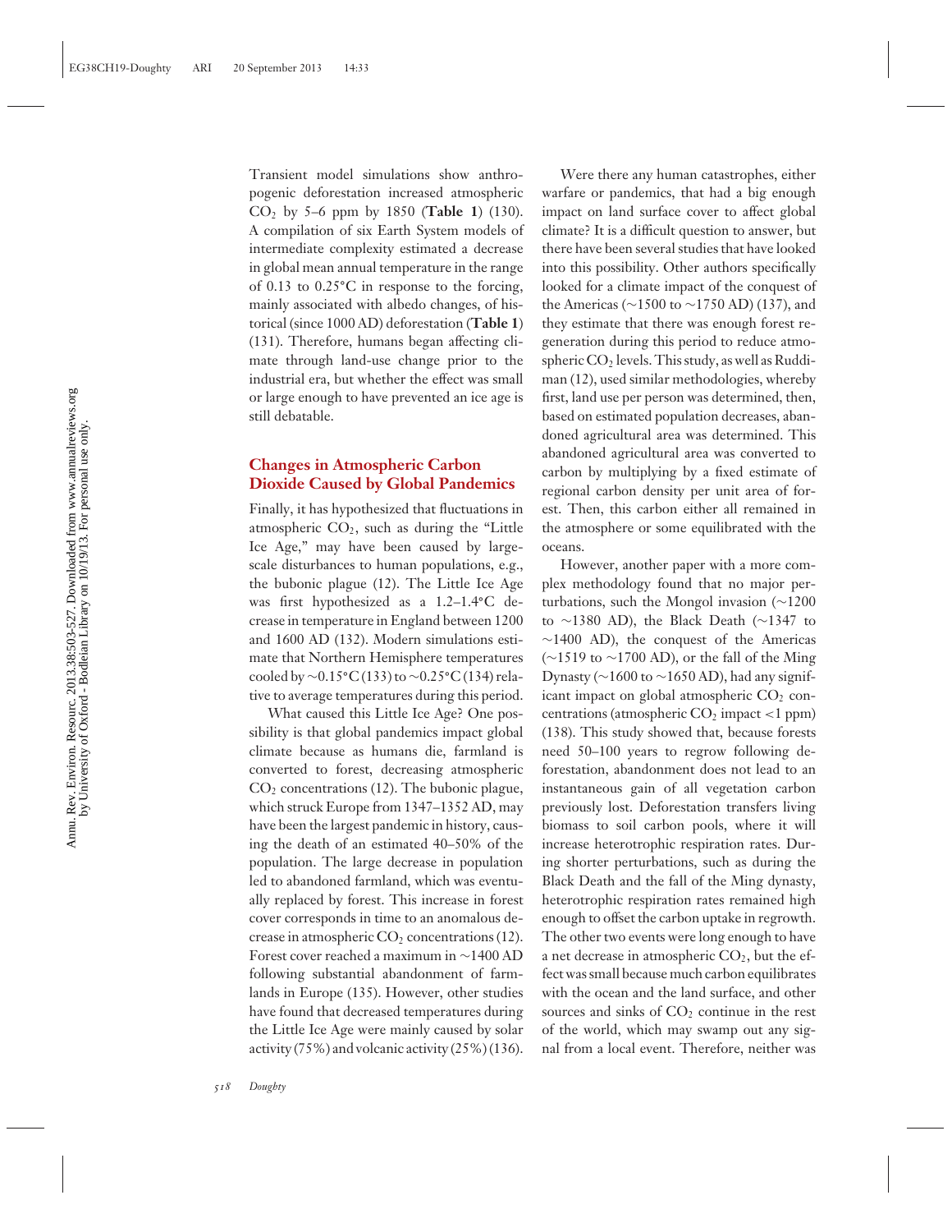Transient model simulations show anthropogenic deforestation increased atmospheric $CO_2$ by 5–6 ppm by 1850 (**Table 1**) (130). A compilation of six Earth System models of intermediate complexity estimated a decrease in global mean annual temperature in the range of 0.13 to 0.25°C in response to the forcing, mainly associated with albedo changes, of historical (since 1000 AD) deforestation (**Table 1**) (131). Therefore, humans began affecting climate through land-use change prior to the industrial era, but whether the effect was small or large enough to have prevented an ice age is still debatable.

## Changes in Atmospheric Carbon Dioxide Caused by Global Pandemics

Finally, it has hypothesized that fluctuations in atmospheric $CO_2$, such as during the "Little Ice Age," may have been caused by large-scale disturbances to human populations, e.g., the bubonic plague (12). The Little Ice Age was first hypothesized as a 1.2–1.4°C decrease in temperature in England between 1200 and 1600 AD (132). Modern simulations estimate that Northern Hemisphere temperatures cooled by ~0.15°C (133) to ~0.25°C (134) relative to average temperatures during this period.

What caused this Little Ice Age? One possibility is that global pandemics impact global climate because as humans die, farmland is converted to forest, decreasing atmospheric $CO_2$ concentrations (12). The bubonic plague, which struck Europe from 1347–1352 AD, may have been the largest pandemic in history, causing the death of an estimated 40–50% of the population. The large decrease in population led to abandoned farmland, which was eventually replaced by forest. This increase in forest cover corresponds in time to an anomalous decrease in atmospheric $CO_2$ concentrations (12). Forest cover reached a maximum in ~1400 AD following substantial abandonment of farmlands in Europe (135). However, other studies have found that decreased temperatures during the Little Ice Age were mainly caused by solar activity (75%) and volcanic activity (25%) (136).

Were there any human catastrophes, either warfare or pandemics, that had a big enough impact on land surface cover to affect global climate? It is a difficult question to answer, but there have been several studies that have looked into this possibility. Other authors specifically looked for a climate impact of the conquest of the Americas (~1500 to ~1750 AD) (137), and they estimate that there was enough forest regeneration during this period to reduce atmospheric $CO_2$ levels. This study, as well as Ruddiman (12), used similar methodologies, whereby first, land use per person was determined, then, based on estimated population decreases, abandoned agricultural area was determined. This abandoned agricultural area was converted to carbon by multiplying by a fixed estimate of regional carbon density per unit area of forest. Then, this carbon either all remained in the atmosphere or some equilibrated with the oceans.

However, another paper with a more complex methodology found that no major perturbations, such the Mongol invasion (~1200 to ~1380 AD), the Black Death (~1347 to ~1400 AD), the conquest of the Americas (~1519 to ~1700 AD), or the fall of the Ming Dynasty (~1600 to ~1650 AD), had any significant impact on global atmospheric $CO_2$ concentrations (atmospheric $CO_2$ impact <1 ppm) (138). This study showed that, because forests need 50–100 years to regrow following deforestation, abandonment does not lead to an instantaneous gain of all vegetation carbon previously lost. Deforestation transfers living biomass to soil carbon pools, where it will increase heterotrophic respiration rates. During shorter perturbations, such as during the Black Death and the fall of the Ming dynasty, heterotrophic respiration rates remained high enough to offset the carbon uptake in regrowth. The other two events were long enough to have a net decrease in atmospheric $CO_2$, but the effect was small because much carbon equilibrates with the ocean and the land surface, and other sources and sinks of $CO_2$ continue in the rest of the world, which may swamp out any signal from a local event. Therefore, neither was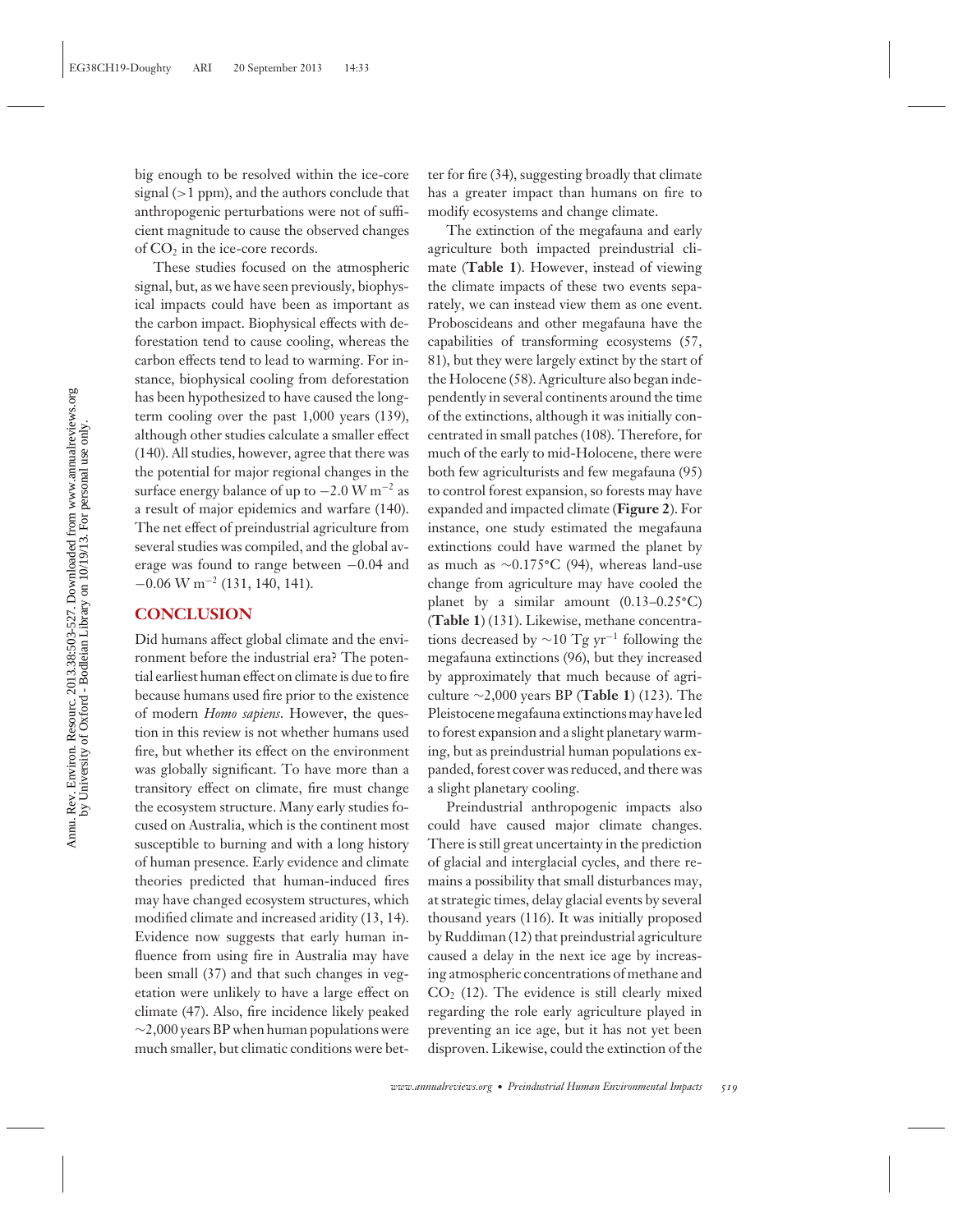big enough to be resolved within the ice-core signal (>1 ppm), and the authors conclude that anthropogenic perturbations were not of sufficient magnitude to cause the observed changes of $CO_2$ in the ice-core records.

These studies focused on the atmospheric signal, but, as we have seen previously, biophysical impacts could have been as important as the carbon impact. Biophysical effects with deforestation tend to cause cooling, whereas the carbon effects tend to lead to warming. For instance, biophysical cooling from deforestation has been hypothesized to have caused the long-term cooling over the past 1,000 years (139), although other studies calculate a smaller effect (140). All studies, however, agree that there was the potential for major regional changes in the surface energy balance of up to $-2.0$ W $m^{-2}$ as a result of major epidemics and warfare (140). The net effect of preindustrial agriculture from several studies was compiled, and the global average was found to range between $-0.04$ and $-0.06$ W $m^{-2}$ (131, 140, 141).

## CONCLUSION

Did humans affect global climate and the environment before the industrial era? The potential earliest human effect on climate is due to fire because humans used fire prior to the existence of modern *Homo sapiens*. However, the question in this review is not whether humans used fire, but whether its effect on the environment was globally significant. To have more than a transitory effect on climate, fire must change the ecosystem structure. Many early studies focused on Australia, which is the continent most susceptible to burning and with a long history of human presence. Early evidence and climate theories predicted that human-induced fires may have changed ecosystem structures, which modified climate and increased aridity (13, 14). Evidence now suggests that early human influence from using fire in Australia may have been small (37) and that such changes in vegetation were unlikely to have a large effect on climate (47). Also, fire incidence likely peaked ~2,000 years BP when human populations were much smaller, but climatic conditions were better for fire (34), suggesting broadly that climate has a greater impact than humans on fire to modify ecosystems and change climate.

The extinction of the megafauna and early agriculture both impacted preindustrial climate (**Table 1**). However, instead of viewing the climate impacts of these two events separately, we can instead view them as one event. Proboscideans and other megafauna have the capabilities of transforming ecosystems (57, 81), but they were largely extinct by the start of the Holocene (58). Agriculture also began independently in several continents around the time of the extinctions, although it was initially concentrated in small patches (108). Therefore, for much of the early to mid-Holocene, there were both few agriculturists and few megafauna (95) to control forest expansion, so forests may have expanded and impacted climate (**Figure 2**). For instance, one study estimated the megafauna extinctions could have warmed the planet by as much as ~0.175°C (94), whereas land-use change from agriculture may have cooled the planet by a similar amount (0.13–0.25°C) (**Table 1**) (131). Likewise, methane concentrations decreased by ~10 Tg $yr^{-1}$ following the megafauna extinctions (96), but they increased by approximately that much because of agriculture ~2,000 years BP (**Table 1**) (123). The Pleistocene megafauna extinctions may have led to forest expansion and a slight planetary warming, but as preindustrial human populations expanded, forest cover was reduced, and there was a slight planetary cooling.

Preindustrial anthropogenic impacts also could have caused major climate changes. There is still great uncertainty in the prediction of glacial and interglacial cycles, and there remains a possibility that small disturbances may, at strategic times, delay glacial events by several thousand years (116). It was initially proposed by Ruddiman (12) that preindustrial agriculture caused a delay in the next ice age by increasing atmospheric concentrations of methane and $CO_2$ (12). The evidence is still clearly mixed regarding the role early agriculture played in preventing an ice age, but it has not yet been disproven. Likewise, could the extinction of the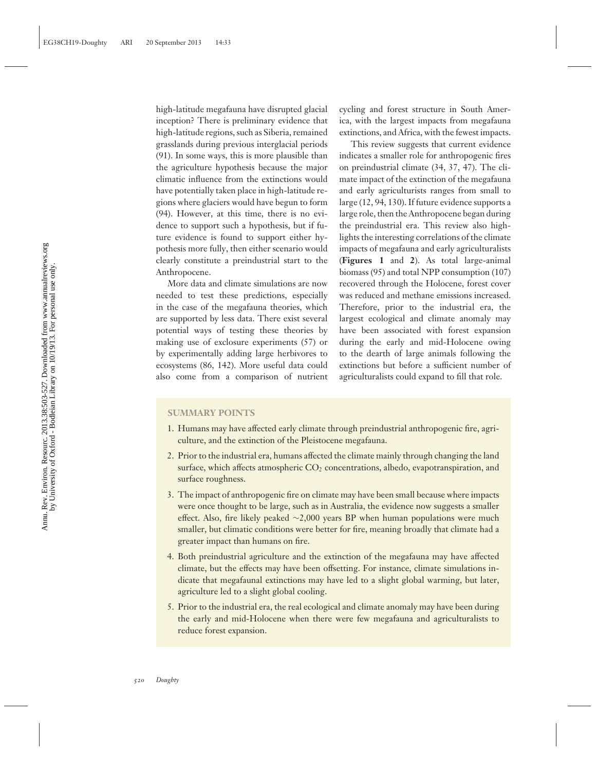high-latitude megafauna have disrupted glacial inception? There is preliminary evidence that high-latitude regions, such as Siberia, remained grasslands during previous interglacial periods (91). In some ways, this is more plausible than the agriculture hypothesis because the major climatic influence from the extinctions would have potentially taken place in high-latitude regions where glaciers would have begun to form (94). However, at this time, there is no evidence to support such a hypothesis, but if future evidence is found to support either hypothesis more fully, then either scenario would clearly constitute a preindustrial start to the Anthropocene.

More data and climate simulations are now needed to test these predictions, especially in the case of the megafauna theories, which are supported by less data. There exist several potential ways of testing these theories by making use of exclosure experiments (57) or by experimentally adding large herbivores to ecosystems (86, 142). More useful data could also come from a comparison of nutrient cycling and forest structure in South America, with the largest impacts from megafauna extinctions, and Africa, with the fewest impacts.

This review suggests that current evidence indicates a smaller role for anthropogenic fires on preindustrial climate (34, 37, 47). The climate impact of the extinction of the megafauna and early agriculturists ranges from small to large (12, 94, 130). If future evidence supports a large role, then the Anthropocene began during the preindustrial era. This review also highlights the interesting correlations of the climate impacts of megafauna and early agriculturalists (**Figures 1** and **2**). As total large-animal biomass (95) and total NPP consumption (107) recovered through the Holocene, forest cover was reduced and methane emissions increased. Therefore, prior to the industrial era, the largest ecological and climate anomaly may have been associated with forest expansion during the early and mid-Holocene owing to the dearth of large animals following the extinctions but before a sufficient number of agriculturalists could expand to fill that role.

## SUMMARY POINTS

1. Humans may have affected early climate through preindustrial anthropogenic fire, agriculture, and the extinction of the Pleistocene megafauna.
2. Prior to the industrial era, humans affected the climate mainly through changing the land surface, which affects atmospheric $CO_2$ concentrations, albedo, evapotranspiration, and surface roughness.
3. The impact of anthropogenic fire on climate may have been small because where impacts were once thought to be large, such as in Australia, the evidence now suggests a smaller effect. Also, fire likely peaked ~2,000 years BP when human populations were much smaller, but climatic conditions were better for fire, meaning broadly that climate had a greater impact than humans on fire.
4. Both preindustrial agriculture and the extinction of the megafauna may have affected climate, but the effects may have been offsetting. For instance, climate simulations indicate that megafaunal extinctions may have led to a slight global warming, but later, agriculture led to a slight global cooling.
5. Prior to the industrial era, the real ecological and climate anomaly may have been during the early and mid-Holocene when there were few megafauna and agriculturalists to reduce forest expansion.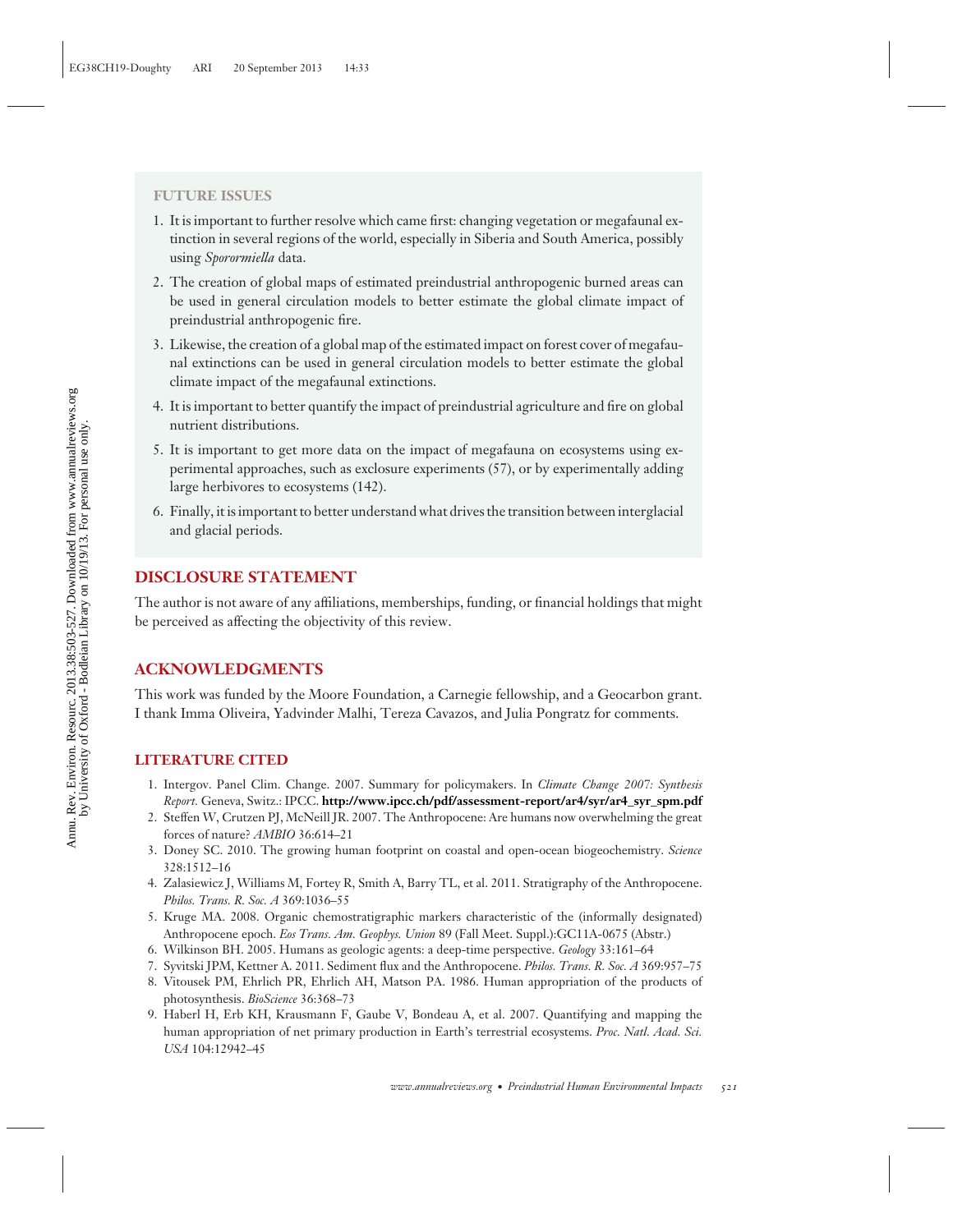## FUTURE ISSUES

1. It is important to further resolve which came first: changing vegetation or megafaunal extinction in several regions of the world, especially in Siberia and South America, possibly using *Sporormiella* data.
2. The creation of global maps of estimated preindustrial anthropogenic burned areas can be used in general circulation models to better estimate the global climate impact of preindustrial anthropogenic fire.
3. Likewise, the creation of a global map of the estimated impact on forest cover of megafaunal extinctions can be used in general circulation models to better estimate the global climate impact of the megafaunal extinctions.
4. It is important to better quantify the impact of preindustrial agriculture and fire on global nutrient distributions.
5. It is important to get more data on the impact of megafauna on ecosystems using experimental approaches, such as exclosure experiments (57), or by experimentally adding large herbivores to ecosystems (142).
6. Finally, it is important to better understand what drives the transition between interglacial and glacial periods.

## DISCLOSURE STATEMENT

The author is not aware of any affiliations, memberships, funding, or financial holdings that might be perceived as affecting the objectivity of this review.

## ACKNOWLEDGMENTS

This work was funded by the Moore Foundation, a Carnegie fellowship, and a Geocarbon grant. I thank Imma Oliveira, Yadvinder Malhi, Tereza Cavazos, and Julia Pongratz for comments.

## LITERATURE CITED

1. Intergov. Panel Clim. Change. 2007. Summary for policymakers. In *Climate Change 2007: Synthesis Report.* Geneva, Switz.: IPCC. **http://www.ipcc.ch/pdf/assessment-report/ar4/syr/ar4_syr_spm.pdf**
2. Steffen W, Crutzen PJ, McNeill JR. 2007. The Anthropocene: Are humans now overwhelming the great forces of nature? *AMBIO* 36:614–21
3. Doney SC. 2010. The growing human footprint on coastal and open-ocean biogeochemistry. *Science* 328:1512–16
4. Zalasiewicz J, Williams M, Fortey R, Smith A, Barry TL, et al. 2011. Stratigraphy of the Anthropocene. *Philos. Trans. R. Soc. A* 369:1036–55
5. Kruge MA. 2008. Organic chemostratigraphic markers characteristic of the (informally designated) Anthropocene epoch. *Eos Trans. Am. Geophys. Union* 89 (Fall Meet. Suppl.):GC11A-0675 (Abstr.)
6. Wilkinson BH. 2005. Humans as geologic agents: a deep-time perspective. *Geology* 33:161–64
7. Syvitski JPM, Kettner A. 2011. Sediment flux and the Anthropocene. *Philos. Trans. R. Soc. A* 369:957–75
8. Vitousek PM, Ehrlich PR, Ehrlich AH, Matson PA. 1986. Human appropriation of the products of photosynthesis. *BioScience* 36:368–73
9. Haberl H, Erb KH, Krausmann F, Gaube V, Bondeau A, et al. 2007. Quantifying and mapping the human appropriation of net primary production in Earth's terrestrial ecosystems. *Proc. Natl. Acad. Sci. USA* 104:12942–45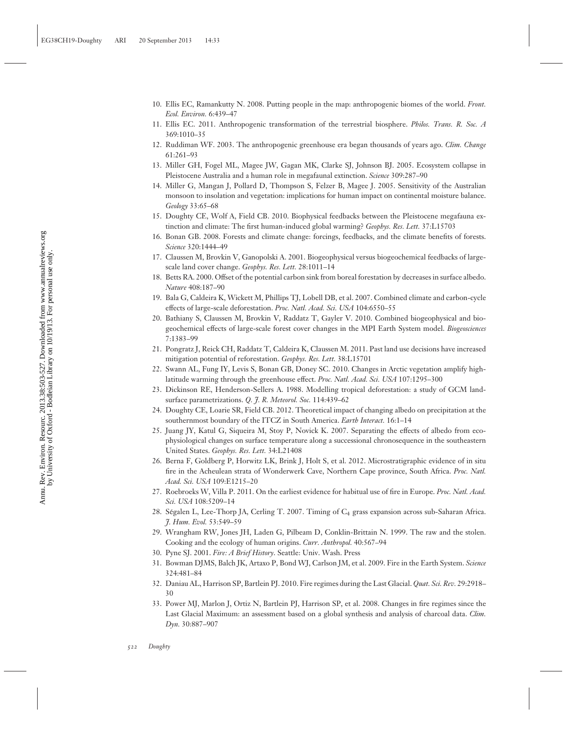10. Ellis EC, Ramankutty N. 2008. Putting people in the map: anthropogenic biomes of the world. *Front. Ecol. Environ.* 6:439–47
11. Ellis EC. 2011. Anthropogenic transformation of the terrestrial biosphere. *Philos. Trans. R. Soc. A* 369:1010–35
12. Ruddiman WF. 2003. The anthropogenic greenhouse era began thousands of years ago. *Clim. Change* 61:261–93
13. Miller GH, Fogel ML, Magee JW, Gagan MK, Clarke SJ, Johnson BJ. 2005. Ecosystem collapse in Pleistocene Australia and a human role in megafaunal extinction. *Science* 309:287–90
14. Miller G, Mangan J, Pollard D, Thompson S, Felzer B, Magee J. 2005. Sensitivity of the Australian monsoon to insolation and vegetation: implications for human impact on continental moisture balance. *Geology* 33:65–68
15. Doughty CE, Wolf A, Field CB. 2010. Biophysical feedbacks between the Pleistocene megafauna extinction and climate: The first human-induced global warming? *Geophys. Res. Lett.* 37:L15703
16. Bonan GB. 2008. Forests and climate change: forcings, feedbacks, and the climate benefits of forests. *Science* 320:1444–49
17. Claussen M, Brovkin V, Ganopolski A. 2001. Biogeophysical versus biogeochemical feedbacks of large-scale land cover change. *Geophys. Res. Lett.* 28:1011–14
18. Betts RA. 2000. Offset of the potential carbon sink from boreal forestation by decreases in surface albedo. *Nature* 408:187–90
19. Bala G, Caldeira K, Wickett M, Phillips TJ, Lobell DB, et al. 2007. Combined climate and carbon-cycle effects of large-scale deforestation. *Proc. Natl. Acad. Sci. USA* 104:6550–55
20. Bathiany S, Claussen M, Brovkin V, Raddatz T, Gayler V. 2010. Combined biogeophysical and biogeochemical effects of large-scale forest cover changes in the MPI Earth System model. *Biogeosciences* 7:1383–99
21. Pongratz J, Reick CH, Raddatz T, Caldeira K, Claussen M. 2011. Past land use decisions have increased mitigation potential of reforestation. *Geophys. Res. Lett.* 38:L15701
22. Swann AL, Fung IY, Levis S, Bonan GB, Doney SC. 2010. Changes in Arctic vegetation amplify high-latitude warming through the greenhouse effect. *Proc. Natl. Acad. Sci. USA* 107:1295–300
23. Dickinson RE, Henderson-Sellers A. 1988. Modelling tropical deforestation: a study of GCM land-surface parametrizations. *Q. J. R. Meteorol. Soc.* 114:439–62
24. Doughty CE, Loarie SR, Field CB. 2012. Theoretical impact of changing albedo on precipitation at the southernmost boundary of the ITCZ in South America. *Earth Interact.* 16:1–14
25. Juang JY, Katul G, Siqueira M, Stoy P, Novick K. 2007. Separating the effects of albedo from eco-physiological changes on surface temperature along a successional chronosequence in the southeastern United States. *Geophys. Res. Lett.* 34:L21408
26. Berna F, Goldberg P, Horwitz LK, Brink J, Holt S, et al. 2012. Microstratigraphic evidence of in situ fire in the Acheulean strata of Wonderwerk Cave, Northern Cape province, South Africa. *Proc. Natl. Acad. Sci. USA* 109:E1215–20
27. Roebroeks W, Villa P. 2011. On the earliest evidence for habitual use of fire in Europe. *Proc. Natl. Acad. Sci. USA* 108:5209–14
28. Ségalen L, Lee-Thorp JA, Cerling T. 2007. Timing of $C_4$ grass expansion across sub-Saharan Africa. *J. Hum. Evol.* 53:549–59
29. Wrangham RW, Jones JH, Laden G, Pilbeam D, Conklin-Brittain N. 1999. The raw and the stolen. Cooking and the ecology of human origins. *Curr. Anthropol.* 40:567–94
30. Pyne SJ. 2001. *Fire: A Brief History*. Seattle: Univ. Wash. Press
31. Bowman DJMS, Balch JK, Artaxo P, Bond WJ, Carlson JM, et al. 2009. Fire in the Earth System. *Science* 324:481–84
32. Daniau AL, Harrison SP, Bartlein PJ. 2010. Fire regimes during the Last Glacial. *Quat. Sci. Rev.* 29:2918–30
33. Power MJ, Marlon J, Ortiz N, Bartlein PJ, Harrison SP, et al. 2008. Changes in fire regimes since the Last Glacial Maximum: an assessment based on a global synthesis and analysis of charcoal data. *Clim. Dyn.* 30:887–907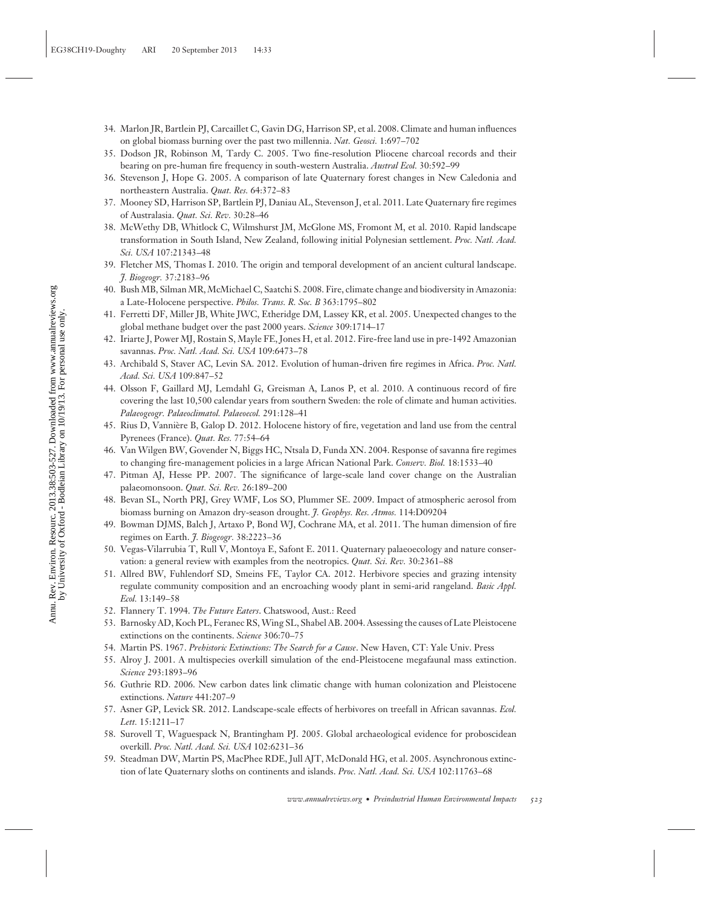34. Marlon JR, Bartlein PJ, Carcaillet C, Gavin DG, Harrison SP, et al. 2008. Climate and human influences on global biomass burning over the past two millennia. *Nat. Geosci.* 1:697–702
35. Dodson JR, Robinson M, Tardy C. 2005. Two fine-resolution Pliocene charcoal records and their bearing on pre-human fire frequency in south-western Australia. *Austral Ecol.* 30:592–99
36. Stevenson J, Hope G. 2005. A comparison of late Quaternary forest changes in New Caledonia and northeastern Australia. *Quat. Res.* 64:372–83
37. Mooney SD, Harrison SP, Bartlein PJ, Daniau AL, Stevenson J, et al. 2011. Late Quaternary fire regimes of Australasia. *Quat. Sci. Rev.* 30:28–46
38. McWethy DB, Whitlock C, Wilmshurst JM, McGlone MS, Fromont M, et al. 2010. Rapid landscape transformation in South Island, New Zealand, following initial Polynesian settlement. *Proc. Natl. Acad. Sci. USA* 107:21343–48
39. Fletcher MS, Thomas I. 2010. The origin and temporal development of an ancient cultural landscape. *J. Biogeogr.* 37:2183–96
40. Bush MB, Silman MR, McMichael C, Saatchi S. 2008. Fire, climate change and biodiversity in Amazonia: a Late-Holocene perspective. *Philos. Trans. R. Soc. B* 363:1795–802
41. Ferretti DF, Miller JB, White JWC, Etheridge DM, Lassey KR, et al. 2005. Unexpected changes to the global methane budget over the past 2000 years. *Science* 309:1714–17
42. Iriarte J, Power MJ, Rostain S, Mayle FE, Jones H, et al. 2012. Fire-free land use in pre-1492 Amazonian savannas. *Proc. Natl. Acad. Sci. USA* 109:6473–78
43. Archibald S, Staver AC, Levin SA. 2012. Evolution of human-driven fire regimes in Africa. *Proc. Natl. Acad. Sci. USA* 109:847–52
44. Olsson F, Gaillard MJ, Lemdahl G, Greisman A, Lanos P, et al. 2010. A continuous record of fire covering the last 10,500 calendar years from southern Sweden: the role of climate and human activities. *Palaeogeogr. Palaeoclimatol. Palaeoecol.* 291:128–41
45. Rius D, Vannière B, Galop D. 2012. Holocene history of fire, vegetation and land use from the central Pyrenees (France). *Quat. Res.* 77:54–64
46. Van Wilgen BW, Govender N, Biggs HC, Ntsala D, Funda XN. 2004. Response of savanna fire regimes to changing fire-management policies in a large African National Park. *Conserv. Biol.* 18:1533–40
47. Pitman AJ, Hesse PP. 2007. The significance of large-scale land cover change on the Australian palaeomonsoon. *Quat. Sci. Rev.* 26:189–200
48. Bevan SL, North PRJ, Grey WMF, Los SO, Plummer SE. 2009. Impact of atmospheric aerosol from biomass burning on Amazon dry-season drought. *J. Geophys. Res. Atmos.* 114:D09204
49. Bowman DJMS, Balch J, Artaxo P, Bond WJ, Cochrane MA, et al. 2011. The human dimension of fire regimes on Earth. *J. Biogeogr.* 38:2223–36
50. Vegas-Vilarrubia T, Rull V, Montoya E, Safont E. 2011. Quaternary palaeoecology and nature conservation: a general review with examples from the neotropics. *Quat. Sci. Rev.* 30:2361–88
51. Allred BW, Fuhlendorf SD, Smeins FE, Taylor CA. 2012. Herbivore species and grazing intensity regulate community composition and an encroaching woody plant in semi-arid rangeland. *Basic Appl. Ecol.* 13:149–58
52. Flannery T. 1994. *The Future Eaters*. Chatswood, Aust.: Reed
53. Barnosky AD, Koch PL, Feranec RS, Wing SL, Shabel AB. 2004. Assessing the causes of Late Pleistocene extinctions on the continents. *Science* 306:70–75
54. Martin PS. 1967. *Prehistoric Extinctions: The Search for a Cause*. New Haven, CT: Yale Univ. Press
55. Alroy J. 2001. A multispecies overkill simulation of the end-Pleistocene megafaunal mass extinction. *Science* 293:1893–96
56. Guthrie RD. 2006. New carbon dates link climatic change with human colonization and Pleistocene extinctions. *Nature* 441:207–9
57. Asner GP, Levick SR. 2012. Landscape-scale effects of herbivores on treefall in African savannas. *Ecol. Lett.* 15:1211–17
58. Surovell T, Waguespack N, Brantingham PJ. 2005. Global archaeological evidence for proboscidean overkill. *Proc. Natl. Acad. Sci. USA* 102:6231–36
59. Steadman DW, Martin PS, MacPhee RDE, Jull AJT, McDonald HG, et al. 2005. Asynchronous extinction of late Quaternary sloths on continents and islands. *Proc. Natl. Acad. Sci. USA* 102:11763–68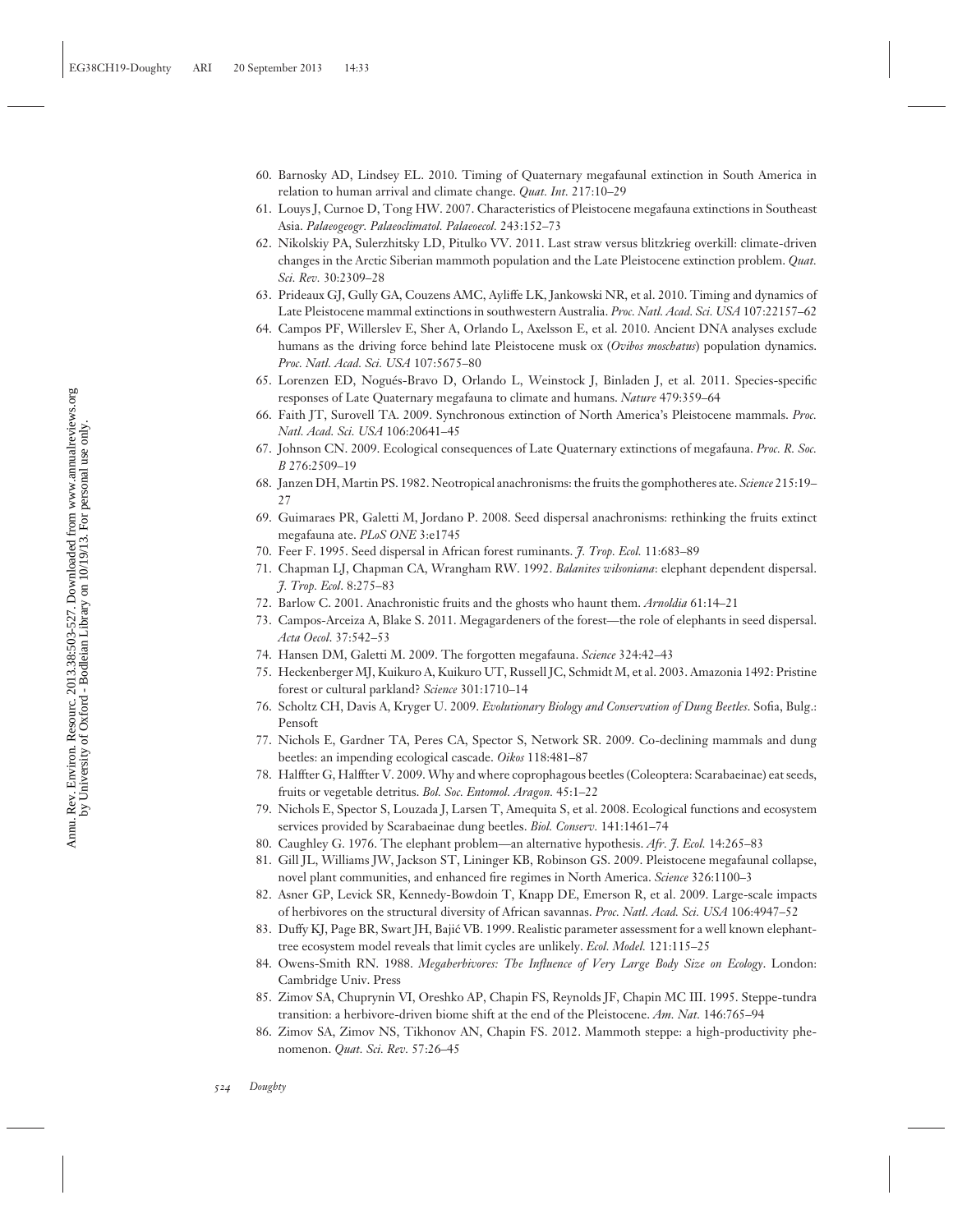60. Barnosky AD, Lindsey EL. 2010. Timing of Quaternary megafaunal extinction in South America in relation to human arrival and climate change. *Quat. Int.* 217:10–29
61. Louys J, Curnoe D, Tong HW. 2007. Characteristics of Pleistocene megafauna extinctions in Southeast Asia. *Palaeogeogr. Palaeoclimatol. Palaeoecol.* 243:152–73
62. Nikolskiy PA, Sulerzhitsky LD, Pitulko VV. 2011. Last straw versus blitzkrieg overkill: climate-driven changes in the Arctic Siberian mammoth population and the Late Pleistocene extinction problem. *Quat. Sci. Rev.* 30:2309–28
63. Prideaux GJ, Gully GA, Couzens AMC, Ayliffe LK, Jankowski NR, et al. 2010. Timing and dynamics of Late Pleistocene mammal extinctions in southwestern Australia. *Proc. Natl. Acad. Sci. USA* 107:22157–62
64. Campos PF, Willerslev E, Sher A, Orlando L, Axelsson E, et al. 2010. Ancient DNA analyses exclude humans as the driving force behind late Pleistocene musk ox (*Ovibos moschatus*) population dynamics. *Proc. Natl. Acad. Sci. USA* 107:5675–80
65. Lorenzen ED, Nogués-Bravo D, Orlando L, Weinstock J, Binladen J, et al. 2011. Species-specific responses of Late Quaternary megafauna to climate and humans. *Nature* 479:359–64
66. Faith JT, Surovell TA. 2009. Synchronous extinction of North America's Pleistocene mammals. *Proc. Natl. Acad. Sci. USA* 106:20641–45
67. Johnson CN. 2009. Ecological consequences of Late Quaternary extinctions of megafauna. *Proc. R. Soc. B* 276:2509–19
68. Janzen DH, Martin PS. 1982. Neotropical anachronisms: the fruits the gomphotheres ate. *Science* 215:19–27
69. Guimaraes PR, Galetti M, Jordano P. 2008. Seed dispersal anachronisms: rethinking the fruits extinct megafauna ate. *PLoS ONE* 3:e1745
70. Feer F. 1995. Seed dispersal in African forest ruminants. *J. Trop. Ecol.* 11:683–89
71. Chapman LJ, Chapman CA, Wrangham RW. 1992. *Balanites wilsoniana*: elephant dependent dispersal. *J. Trop. Ecol*. 8:275–83
72. Barlow C. 2001. Anachronistic fruits and the ghosts who haunt them. *Arnoldia* 61:14–21
73. Campos-Arceiza A, Blake S. 2011. Megagardeners of the forest—the role of elephants in seed dispersal. *Acta Oecol.* 37:542–53
74. Hansen DM, Galetti M. 2009. The forgotten megafauna. *Science* 324:42–43
75. Heckenberger MJ, Kuikuro A, Kuikuro UT, Russell JC, Schmidt M, et al. 2003. Amazonia 1492: Pristine forest or cultural parkland? *Science* 301:1710–14
76. Scholtz CH, Davis A, Kryger U. 2009. *Evolutionary Biology and Conservation of Dung Beetles*. Sofia, Bulg.: Pensoft
77. Nichols E, Gardner TA, Peres CA, Spector S, Network SR. 2009. Co-declining mammals and dung beetles: an impending ecological cascade. *Oikos* 118:481–87
78. Halffter G, Halffter V. 2009. Why and where coprophagous beetles (Coleoptera: Scarabaeinae) eat seeds, fruits or vegetable detritus. *Bol. Soc. Entomol. Aragon.* 45:1–22
79. Nichols E, Spector S, Louzada J, Larsen T, Amequita S, et al. 2008. Ecological functions and ecosystem services provided by Scarabaeinae dung beetles. *Biol. Conserv.* 141:1461–74
80. Caughley G. 1976. The elephant problem—an alternative hypothesis. *Afr. J. Ecol.* 14:265–83
81. Gill JL, Williams JW, Jackson ST, Lininger KB, Robinson GS. 2009. Pleistocene megafaunal collapse, novel plant communities, and enhanced fire regimes in North America. *Science* 326:1100–3
82. Asner GP, Levick SR, Kennedy-Bowdoin T, Knapp DE, Emerson R, et al. 2009. Large-scale impacts of herbivores on the structural diversity of African savannas. *Proc. Natl. Acad. Sci. USA* 106:4947–52
83. Duffy KJ, Page BR, Swart JH, Bajić VB. 1999. Realistic parameter assessment for a well known elephant-tree ecosystem model reveals that limit cycles are unlikely. *Ecol. Model.* 121:115–25
84. Owens-Smith RN. 1988. *Megaherbivores: The Influence of Very Large Body Size on Ecology*. London: Cambridge Univ. Press
85. Zimov SA, Chuprynin VI, Oreshko AP, Chapin FS, Reynolds JF, Chapin MC III. 1995. Steppe-tundra transition: a herbivore-driven biome shift at the end of the Pleistocene. *Am. Nat.* 146:765–94
86. Zimov SA, Zimov NS, Tikhonov AN, Chapin FS. 2012. Mammoth steppe: a high-productivity phenomenon. *Quat. Sci. Rev.* 57:26–45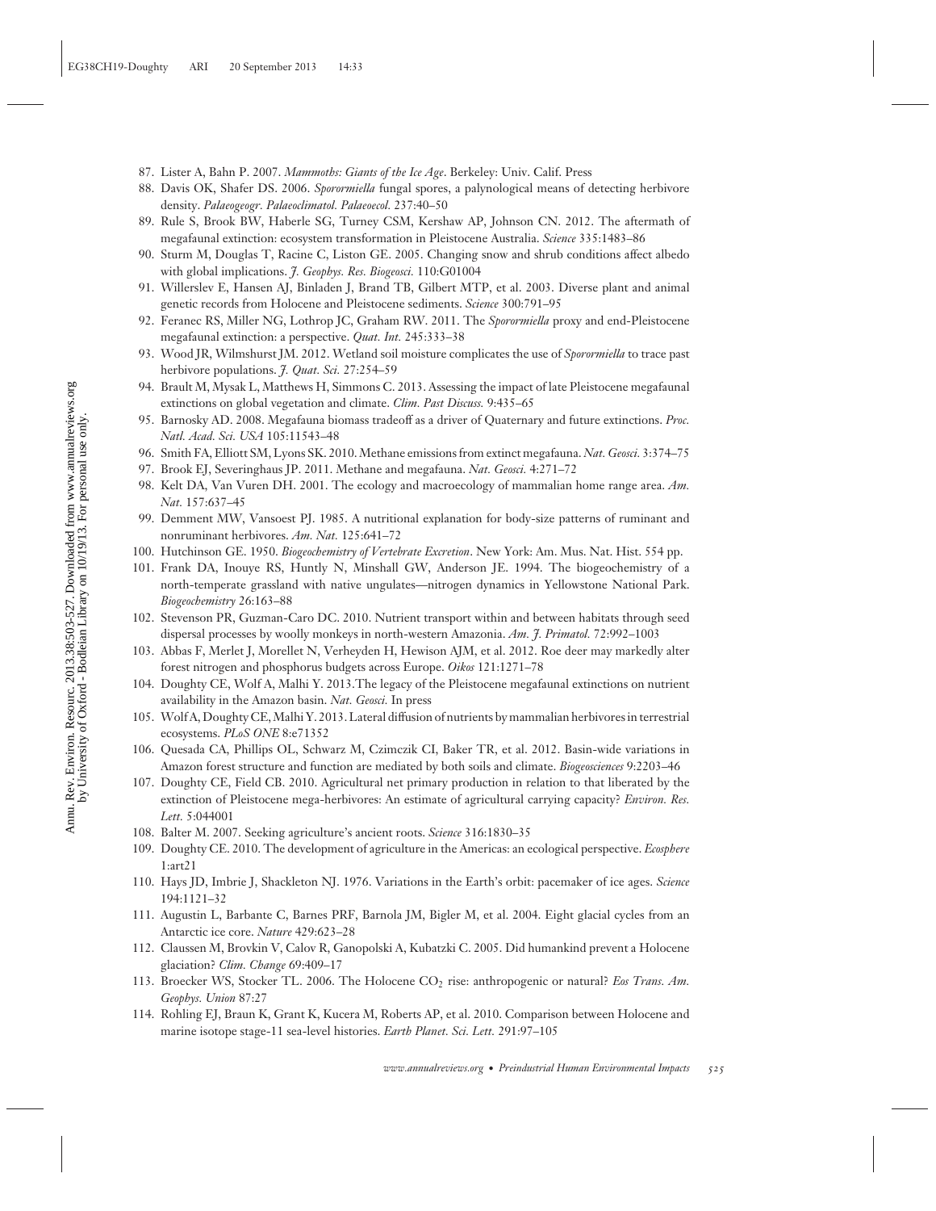87. Lister A, Bahn P. 2007. *Mammoths: Giants of the Ice Age*. Berkeley: Univ. Calif. Press
88. Davis OK, Shafer DS. 2006. *Sporormiella* fungal spores, a palynological means of detecting herbivore density. *Palaeogeogr. Palaeoclimatol. Palaeoecol.* 237:40–50
89. Rule S, Brook BW, Haberle SG, Turney CSM, Kershaw AP, Johnson CN. 2012. The aftermath of megafaunal extinction: ecosystem transformation in Pleistocene Australia. *Science* 335:1483–86
90. Sturm M, Douglas T, Racine C, Liston GE. 2005. Changing snow and shrub conditions affect albedo with global implications. *J. Geophys. Res. Biogeosci.* 110:G01004
91. Willerslev E, Hansen AJ, Binladen J, Brand TB, Gilbert MTP, et al. 2003. Diverse plant and animal genetic records from Holocene and Pleistocene sediments. *Science* 300:791–95
92. Feranec RS, Miller NG, Lothrop JC, Graham RW. 2011. The *Sporormiella* proxy and end-Pleistocene megafaunal extinction: a perspective. *Quat. Int.* 245:333–38
93. Wood JR, Wilmshurst JM. 2012. Wetland soil moisture complicates the use of *Sporormiella* to trace past herbivore populations. *J. Quat. Sci.* 27:254–59
94. Brault M, Mysak L, Matthews H, Simmons C. 2013. Assessing the impact of late Pleistocene megafaunal extinctions on global vegetation and climate. *Clim. Past Discuss.* 9:435–65
95. Barnosky AD. 2008. Megafauna biomass tradeoff as a driver of Quaternary and future extinctions. *Proc. Natl. Acad. Sci. USA* 105:11543–48
96. Smith FA, Elliott SM, Lyons SK. 2010. Methane emissions from extinct megafauna. *Nat. Geosci.* 3:374–75
97. Brook EJ, Severinghaus JP. 2011. Methane and megafauna. *Nat. Geosci.* 4:271–72
98. Kelt DA, Van Vuren DH. 2001. The ecology and macroecology of mammalian home range area. *Am. Nat.* 157:637–45
99. Demment MW, Vansoest PJ. 1985. A nutritional explanation for body-size patterns of ruminant and nonruminant herbivores. *Am. Nat.* 125:641–72
100. Hutchinson GE. 1950. *Biogeochemistry of Vertebrate Excretion*. New York: Am. Mus. Nat. Hist. 554 pp.
101. Frank DA, Inouye RS, Huntly N, Minshall GW, Anderson JE. 1994. The biogeochemistry of a north-temperate grassland with native ungulates—nitrogen dynamics in Yellowstone National Park. *Biogeochemistry* 26:163–88
102. Stevenson PR, Guzman-Caro DC. 2010. Nutrient transport within and between habitats through seed dispersal processes by woolly monkeys in north-western Amazonia. *Am. J. Primatol.* 72:992–1003
103. Abbas F, Merlet J, Morellet N, Verheyden H, Hewison AJM, et al. 2012. Roe deer may markedly alter forest nitrogen and phosphorus budgets across Europe. *Oikos* 121:1271–78
104. Doughty CE, Wolf A, Malhi Y. 2013.The legacy of the Pleistocene megafaunal extinctions on nutrient availability in the Amazon basin. *Nat. Geosci.* In press
105. Wolf A, Doughty CE, Malhi Y. 2013. Lateral diffusion of nutrients by mammalian herbivores in terrestrial ecosystems. *PLoS ONE* 8:e71352
106. Quesada CA, Phillips OL, Schwarz M, Czimczik CI, Baker TR, et al. 2012. Basin-wide variations in Amazon forest structure and function are mediated by both soils and climate. *Biogeosciences* 9:2203–46
107. Doughty CE, Field CB. 2010. Agricultural net primary production in relation to that liberated by the extinction of Pleistocene mega-herbivores: An estimate of agricultural carrying capacity? *Environ. Res. Lett.* 5:044001
108. Balter M. 2007. Seeking agriculture's ancient roots. *Science* 316:1830–35
109. Doughty CE. 2010. The development of agriculture in the Americas: an ecological perspective. *Ecosphere* 1:art21
110. Hays JD, Imbrie J, Shackleton NJ. 1976. Variations in the Earth's orbit: pacemaker of ice ages. *Science* 194:1121–32
111. Augustin L, Barbante C, Barnes PRF, Barnola JM, Bigler M, et al. 2004. Eight glacial cycles from an Antarctic ice core. *Nature* 429:623–28
112. Claussen M, Brovkin V, Calov R, Ganopolski A, Kubatzki C. 2005. Did humankind prevent a Holocene glaciation? *Clim. Change* 69:409–17
113. Broecker WS, Stocker TL. 2006. The Holocene $CO_2$ rise: anthropogenic or natural? *Eos Trans. Am. Geophys. Union* 87:27
114. Rohling EJ, Braun K, Grant K, Kucera M, Roberts AP, et al. 2010. Comparison between Holocene and marine isotope stage-11 sea-level histories. *Earth Planet. Sci. Lett.* 291:97–105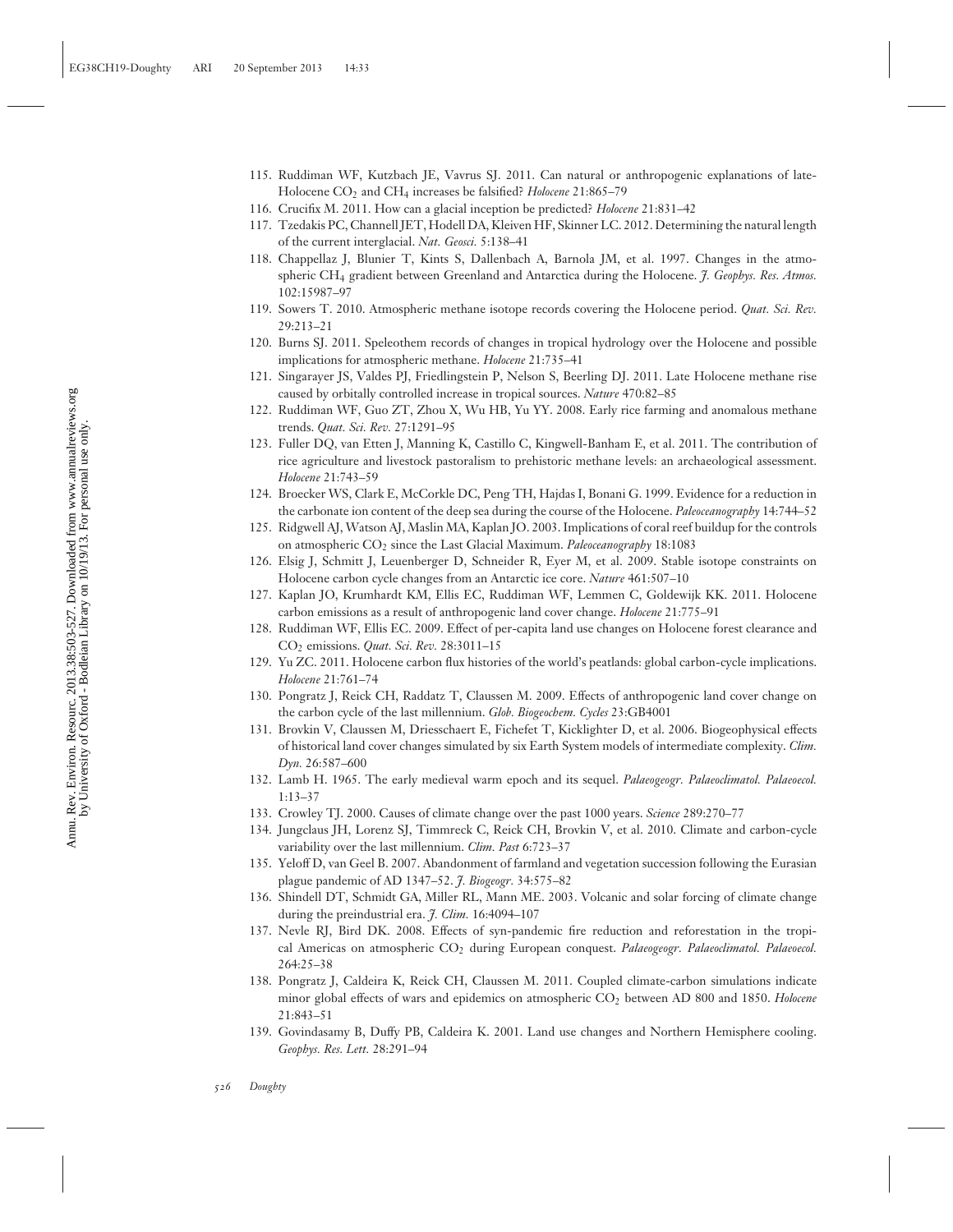115. Ruddiman WF, Kutzbach JE, Vavrus SJ. 2011. Can natural or anthropogenic explanations of late-Holocene $CO_2$ and $CH_4$ increases be falsified? *Holocene* 21:865–79
116. Crucifix M. 2011. How can a glacial inception be predicted? *Holocene* 21:831–42
117. Tzedakis PC, Channell JET, Hodell DA, Kleiven HF, Skinner LC. 2012. Determining the natural length of the current interglacial. *Nat. Geosci.* 5:138–41
118. Chappellaz J, Blunier T, Kints S, Dallenbach A, Barnola JM, et al. 1997. Changes in the atmospheric $CH_4$ gradient between Greenland and Antarctica during the Holocene. *J. Geophys. Res. Atmos.* 102:15987–97
119. Sowers T. 2010. Atmospheric methane isotope records covering the Holocene period. *Quat. Sci. Rev.* 29:213–21
120. Burns SJ. 2011. Speleothem records of changes in tropical hydrology over the Holocene and possible implications for atmospheric methane. *Holocene* 21:735–41
121. Singarayer JS, Valdes PJ, Friedlingstein P, Nelson S, Beerling DJ. 2011. Late Holocene methane rise caused by orbitally controlled increase in tropical sources. *Nature* 470:82–85
122. Ruddiman WF, Guo ZT, Zhou X, Wu HB, Yu YY. 2008. Early rice farming and anomalous methane trends. *Quat. Sci. Rev.* 27:1291–95
123. Fuller DQ, van Etten J, Manning K, Castillo C, Kingwell-Banham E, et al. 2011. The contribution of rice agriculture and livestock pastoralism to prehistoric methane levels: an archaeological assessment. *Holocene* 21:743–59
124. Broecker WS, Clark E, McCorkle DC, Peng TH, Hajdas I, Bonani G. 1999. Evidence for a reduction in the carbonate ion content of the deep sea during the course of the Holocene. *Paleoceanography* 14:744–52
125. Ridgwell AJ, Watson AJ, Maslin MA, Kaplan JO. 2003. Implications of coral reef buildup for the controls on atmospheric $CO_2$ since the Last Glacial Maximum. *Paleoceanography* 18:1083
126. Elsig J, Schmitt J, Leuenberger D, Schneider R, Eyer M, et al. 2009. Stable isotope constraints on Holocene carbon cycle changes from an Antarctic ice core. *Nature* 461:507–10
127. Kaplan JO, Krumhardt KM, Ellis EC, Ruddiman WF, Lemmen C, Goldewijk KK. 2011. Holocene carbon emissions as a result of anthropogenic land cover change. *Holocene* 21:775–91
128. Ruddiman WF, Ellis EC. 2009. Effect of per-capita land use changes on Holocene forest clearance and $CO_2$ emissions. *Quat. Sci. Rev.* 28:3011–15
129. Yu ZC. 2011. Holocene carbon flux histories of the world's peatlands: global carbon-cycle implications. *Holocene* 21:761–74
130. Pongratz J, Reick CH, Raddatz T, Claussen M. 2009. Effects of anthropogenic land cover change on the carbon cycle of the last millennium. *Glob. Biogeochem. Cycles* 23:GB4001
131. Brovkin V, Claussen M, Driesschaert E, Fichefet T, Kicklighter D, et al. 2006. Biogeophysical effects of historical land cover changes simulated by six Earth System models of intermediate complexity. *Clim. Dyn.* 26:587–600
132. Lamb H. 1965. The early medieval warm epoch and its sequel. *Palaeogeogr. Palaeoclimatol. Palaeoecol.* 1:13–37
133. Crowley TJ. 2000. Causes of climate change over the past 1000 years. *Science* 289:270–77
134. Jungclaus JH, Lorenz SJ, Timmreck C, Reick CH, Brovkin V, et al. 2010. Climate and carbon-cycle variability over the last millennium. *Clim. Past* 6:723–37
135. Yeloff D, van Geel B. 2007. Abandonment of farmland and vegetation succession following the Eurasian plague pandemic of AD 1347–52. *J. Biogeogr.* 34:575–82
136. Shindell DT, Schmidt GA, Miller RL, Mann ME. 2003. Volcanic and solar forcing of climate change during the preindustrial era. *J. Clim.* 16:4094–107
137. Nevle RJ, Bird DK. 2008. Effects of syn-pandemic fire reduction and reforestation in the tropical Americas on atmospheric $CO_2$ during European conquest. *Palaeogeogr. Palaeoclimatol. Palaeoecol.* 264:25–38
138. Pongratz J, Caldeira K, Reick CH, Claussen M. 2011. Coupled climate-carbon simulations indicate minor global effects of wars and epidemics on atmospheric $CO_2$ between AD 800 and 1850. *Holocene* 21:843–51
139. Govindasamy B, Duffy PB, Caldeira K. 2001. Land use changes and Northern Hemisphere cooling. *Geophys. Res. Lett.* 28:291–94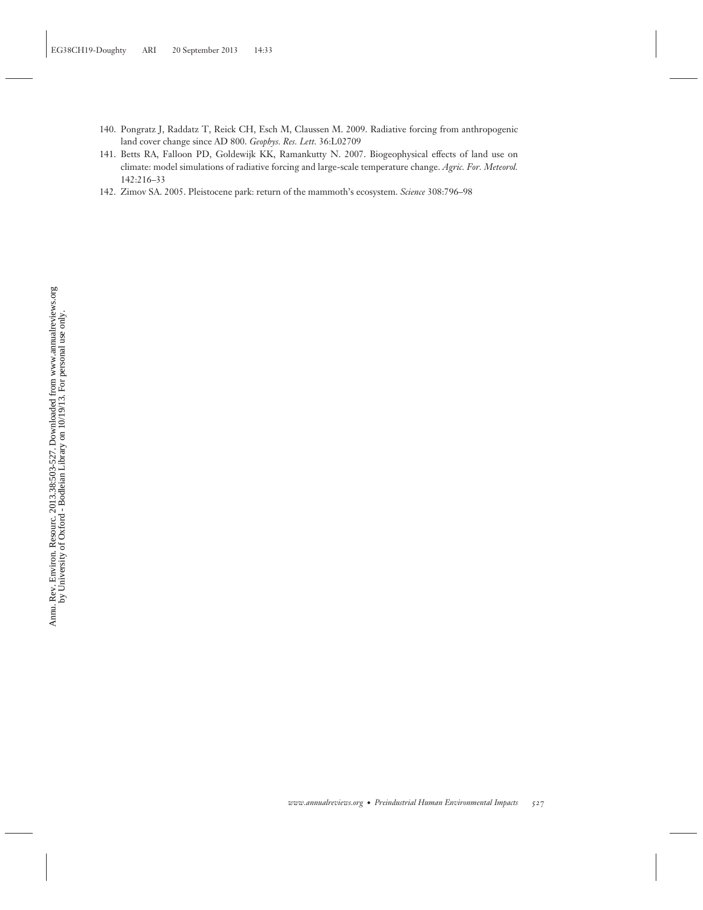140. Pongratz J, Raddatz T, Reick CH, Esch M, Claussen M. 2009. Radiative forcing from anthropogenic land cover change since AD 800. *Geophys. Res. Lett.* 36:L02709
141. Betts RA, Falloon PD, Goldewijk KK, Ramankutty N. 2007. Biogeophysical effects of land use on climate: model simulations of radiative forcing and large-scale temperature change. *Agric. For. Meteorol.* 142:216–33
142. Zimov SA. 2005. Pleistocene park: return of the mammoth's ecosystem. *Science* 308:796–98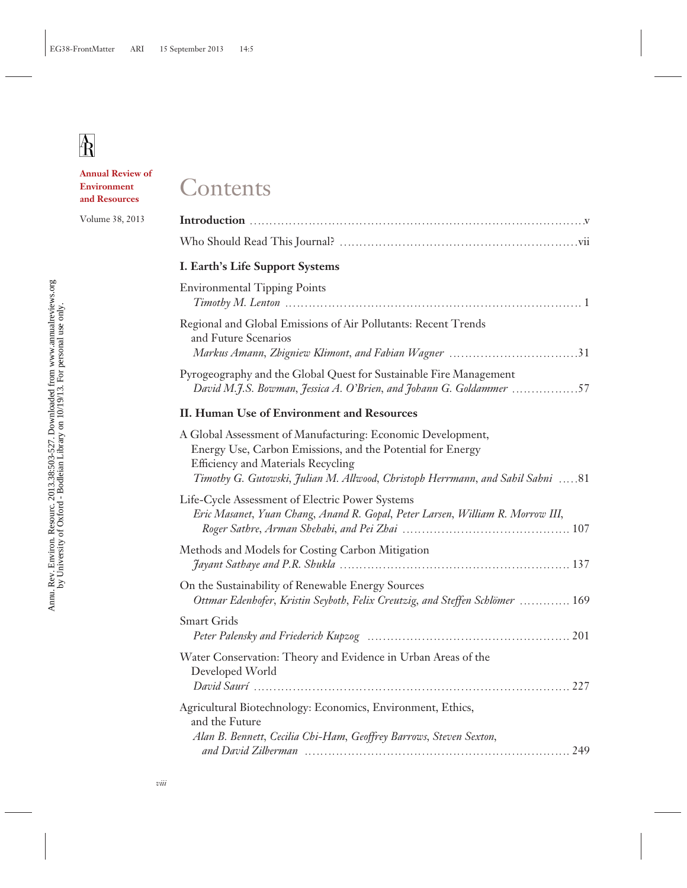Annual Review of Environment and Resources

Volume 38, 2013

# Contents

**Introduction** . . . . . . . . . . . . . . . . . . . . . . . . . . . . . . . . . . . . . . . . . . . . . . . . . . . . . . . . . . . . . . . . . v

Who Should Read This Journal? . . . . . . . . . . . . . . . . . . . . . . . . . . . . . . . . . . . . . . . . . . . . . . . vii

## I. Earth's Life Support Systems

Environmental Tipping Points
*Timothy M. Lenton* . . . . . . . . . . . . . . . . . . . . . . . . . . . . . . . . . . . . . . . . . . . . . . . . . . . . . . . . . 1

Regional and Global Emissions of Air Pollutants: Recent Trends and Future Scenarios
*Markus Amann, Zbigniew Klimont, and Fabian Wagner* . . . . . . . . . . . . . . . . . . . . . . . . . 31

Pyrogeography and the Global Quest for Sustainable Fire Management
*David M.J.S. Bowman, Jessica A. O'Brien, and Johann G. Goldammer* . . . . . . . . . . . . . . . 57

## II. Human Use of Environment and Resources

A Global Assessment of Manufacturing: Economic Development, Energy Use, Carbon Emissions, and the Potential for Energy Efficiency and Materials Recycling
*Timothy G. Gutowski, Julian M. Allwood, Christoph Herrmann, and Sahil Sahni* . . . . . 81

Life-Cycle Assessment of Electric Power Systems
*Eric Masanet, Yuan Chang, Anand R. Gopal, Peter Larsen, William R. Morrow III, Roger Sathre, Arman Shehabi, and Pei Zhai* . . . . . . . . . . . . . . . . . . . . . . . . . . . . . . . . 107

Methods and Models for Costing Carbon Mitigation
*Jayant Sathaye and P.R. Shukla* . . . . . . . . . . . . . . . . . . . . . . . . . . . . . . . . . . . . . . . . . . . . 137

On the Sustainability of Renewable Energy Sources
*Ottmar Edenhofer, Kristin Seyboth, Felix Creutzig, and Steffen Schlömer* . . . . . . . . . . . . 169

Smart Grids
*Peter Palensky and Friederich Kupzog* . . . . . . . . . . . . . . . . . . . . . . . . . . . . . . . . . . . . . . . . 201

Water Conservation: Theory and Evidence in Urban Areas of the Developed World
*David Saurí* . . . . . . . . . . . . . . . . . . . . . . . . . . . . . . . . . . . . . . . . . . . . . . . . . . . . . . . . . . . . 227

Agricultural Biotechnology: Economics, Environment, Ethics, and the Future
*Alan B. Bennett, Cecilia Chi-Ham, Geoffrey Barrows, Steven Sexton, and David Zilberman* . . . . . . . . . . . . . . . . . . . . . . . . . . . . . . . . . . . . . . . . . . . . . . . . . . . . . 249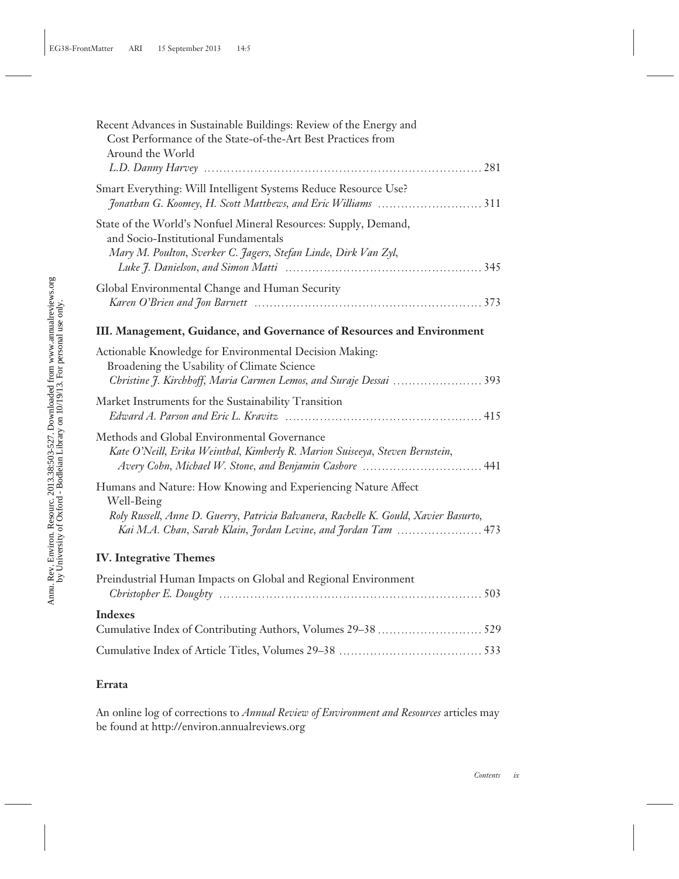Recent Advances in Sustainable Buildings: Review of the Energy and Cost Performance of the State-of-the-Art Best Practices from Around the World
*L.D. Danny Harvey* ............................................................................................ 281

Smart Everything: Will Intelligent Systems Reduce Resource Use?
*Jonathan G. Koomey, H. Scott Matthews, and Eric Williams* ............................. 311

State of the World's Nonfuel Mineral Resources: Supply, Demand, and Socio-Institutional Fundamentals
*Mary M. Poulton, Sverker C. Jagers, Stefan Linde, Dirk Van Zyl, Luke J. Danielson, and Simon Matti* ............................................................ 345

Global Environmental Change and Human Security
*Karen O'Brien and Jon Barnett* ........................................................................ 373

## III. Management, Guidance, and Governance of Resources and Environment

Actionable Knowledge for Environmental Decision Making: Broadening the Usability of Climate Science
*Christine J. Kirchhoff, Maria Carmen Lemos, and Suraje Dessai* ...................... 393

Market Instruments for the Sustainability Transition
*Edward A. Parson and Eric L. Kravitz* .............................................................. 415

Methods and Global Environmental Governance
*Kate O'Neill, Erika Weinthal, Kimberly R. Marion Suiseeya, Steven Bernstein, Avery Cohn, Michael W. Stone, and Benjamin Cashore* .................................. 441

Humans and Nature: How Knowing and Experiencing Nature Affect Well-Being
*Roly Russell, Anne D. Guerry, Patricia Balvanera, Rachelle K. Gould, Xavier Basurto, Kai M.A. Chan, Sarah Klain, Jordan Levine, and Jordan Tam* ...................... 473

## IV. Integrative Themes

Preindustrial Human Impacts on Global and Regional Environment
*Christopher E. Doughty* ................................................................................... 503

## Indexes

Cumulative Index of Contributing Authors, Volumes 29–38 ................................ 529

Cumulative Index of Article Titles, Volumes 29–38 ........................................... 533

## Errata

An online log of corrections to *Annual Review of Environment and Resources* articles may be found at http://environ.annualreviews.org